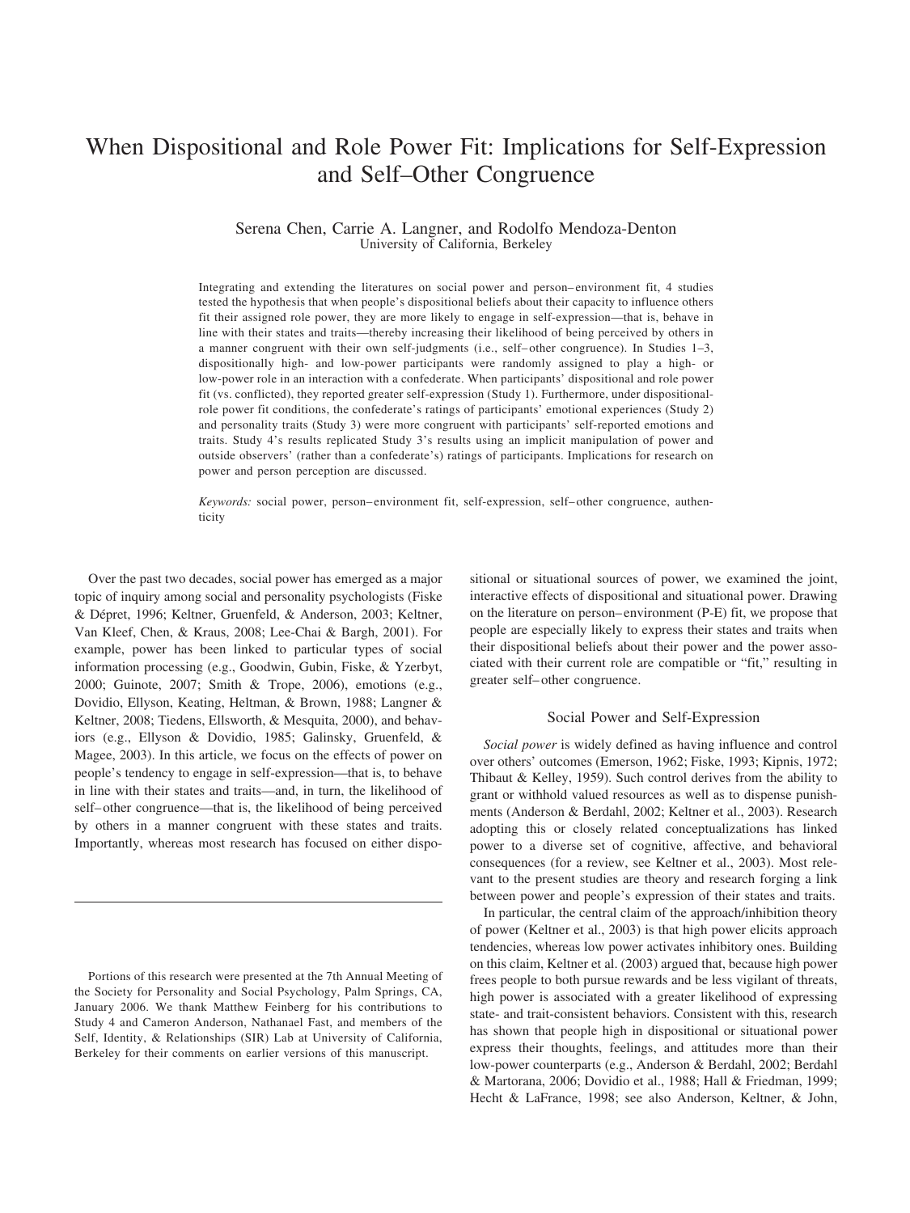# When Dispositional and Role Power Fit: Implications for Self-Expression and Self–Other Congruence

Serena Chen, Carrie A. Langner, and Rodolfo Mendoza-Denton
University of California, Berkeley

Integrating and extending the literatures on social power and person–environment fit, 4 studies tested the hypothesis that when people's dispositional beliefs about their capacity to influence others fit their assigned role power, they are more likely to engage in self-expression—that is, behave in line with their states and traits—thereby increasing their likelihood of being perceived by others in a manner congruent with their own self-judgments (i.e., self–other congruence). In Studies 1–3, dispositionally high- and low-power participants were randomly assigned to play a high- or low-power role in an interaction with a confederate. When participants' dispositional and role power fit (vs. conflicted), they reported greater self-expression (Study 1). Furthermore, under dispositional-role power fit conditions, the confederate's ratings of participants' emotional experiences (Study 2) and personality traits (Study 3) were more congruent with participants' self-reported emotions and traits. Study 4's results replicated Study 3's results using an implicit manipulation of power and outside observers' (rather than a confederate's) ratings of participants. Implications for research on power and person perception are discussed.

*Keywords:* social power, person–environment fit, self-expression, self–other congruence, authenticity

Over the past two decades, social power has emerged as a major topic of inquiry among social and personality psychologists (Fiske & Dépret, 1996; Keltner, Gruenfeld, & Anderson, 2003; Keltner, Van Kleef, Chen, & Kraus, 2008; Lee-Chai & Bargh, 2001). For example, power has been linked to particular types of social information processing (e.g., Goodwin, Gubin, Fiske, & Yzerbyt, 2000; Guinote, 2007; Smith & Trope, 2006), emotions (e.g., Dovidio, Ellyson, Keating, Heltman, & Brown, 1988; Langner & Keltner, 2008; Tiedens, Ellsworth, & Mesquita, 2000), and behaviors (e.g., Ellyson & Dovidio, 1985; Galinsky, Gruenfeld, & Magee, 2003). In this article, we focus on the effects of power on people's tendency to engage in self-expression—that is, to behave in line with their states and traits—and, in turn, the likelihood of self–other congruence—that is, the likelihood of being perceived by others in a manner congruent with these states and traits. Importantly, whereas most research has focused on either dispositional or situational sources of power, we examined the joint, interactive effects of dispositional and situational power. Drawing on the literature on person–environment (P-E) fit, we propose that people are especially likely to express their states and traits when their dispositional beliefs about their power and the power associated with their current role are compatible or "fit," resulting in greater self–other congruence.

Portions of this research were presented at the 7th Annual Meeting of the Society for Personality and Social Psychology, Palm Springs, CA, January 2006. We thank Matthew Feinberg for his contributions to Study 4 and Cameron Anderson, Nathanael Fast, and members of the Self, Identity, & Relationships (SIR) Lab at University of California, Berkeley for their comments on earlier versions of this manuscript.

## Social Power and Self-Expression

*Social power* is widely defined as having influence and control over others' outcomes (Emerson, 1962; Fiske, 1993; Kipnis, 1972; Thibaut & Kelley, 1959). Such control derives from the ability to grant or withhold valued resources as well as to dispense punishments (Anderson & Berdahl, 2002; Keltner et al., 2003). Research adopting this or closely related conceptualizations has linked power to a diverse set of cognitive, affective, and behavioral consequences (for a review, see Keltner et al., 2003). Most relevant to the present studies are theory and research forging a link between power and people's expression of their states and traits.

In particular, the central claim of the approach/inhibition theory of power (Keltner et al., 2003) is that high power elicits approach tendencies, whereas low power activates inhibitory ones. Building on this claim, Keltner et al. (2003) argued that, because high power frees people to both pursue rewards and be less vigilant of threats, high power is associated with a greater likelihood of expressing state- and trait-consistent behaviors. Consistent with this, research has shown that people high in dispositional or situational power express their thoughts, feelings, and attitudes more than their low-power counterparts (e.g., Anderson & Berdahl, 2002; Berdahl & Martorana, 2006; Dovidio et al., 1988; Hall & Friedman, 1999; Hecht & LaFrance, 1998; see also Anderson, Keltner, & John,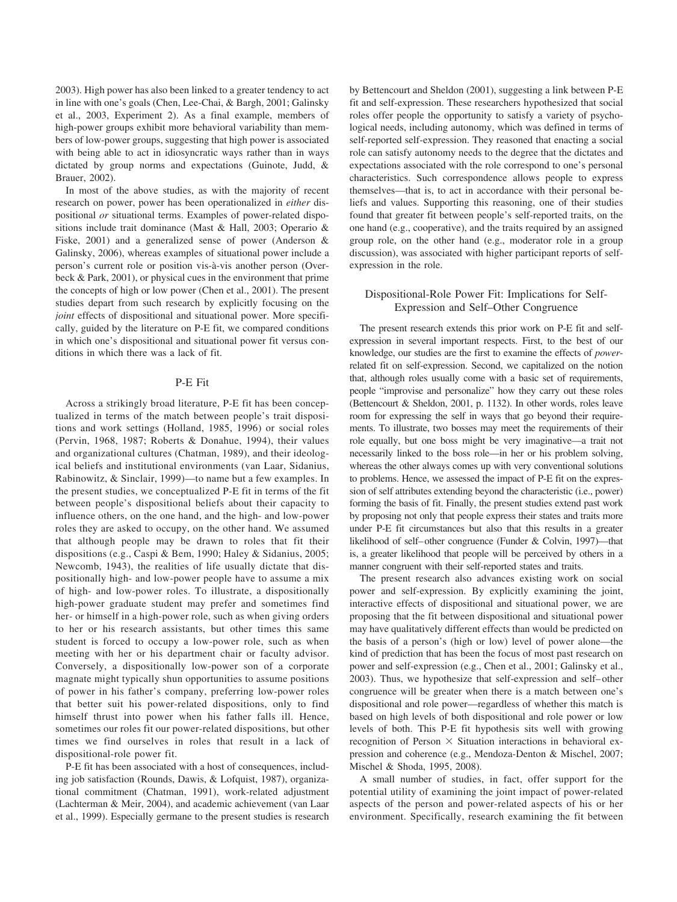2003). High power has also been linked to a greater tendency to act in line with one's goals (Chen, Lee-Chai, & Bargh, 2001; Galinsky et al., 2003, Experiment 2). As a final example, members of high-power groups exhibit more behavioral variability than members of low-power groups, suggesting that high power is associated with being able to act in idiosyncratic ways rather than in ways dictated by group norms and expectations (Guinote, Judd, & Brauer, 2002).

In most of the above studies, as with the majority of recent research on power, power has been operationalized in *either* dispositional *or* situational terms. Examples of power-related dispositions include trait dominance (Mast & Hall, 2003; Operario & Fiske, 2001) and a generalized sense of power (Anderson & Galinsky, 2006), whereas examples of situational power include a person's current role or position vis-à-vis another person (Overbeck & Park, 2001), or physical cues in the environment that prime the concepts of high or low power (Chen et al., 2001). The present studies depart from such research by explicitly focusing on the *joint* effects of dispositional and situational power. More specifically, guided by the literature on P-E fit, we compared conditions in which one's dispositional and situational power fit versus conditions in which there was a lack of fit.

## P-E Fit

Across a strikingly broad literature, P-E fit has been conceptualized in terms of the match between people's trait dispositions and work settings (Holland, 1985, 1996) or social roles (Pervin, 1968, 1987; Roberts & Donahue, 1994), their values and organizational cultures (Chatman, 1989), and their ideological beliefs and institutional environments (van Laar, Sidanius, Rabinowitz, & Sinclair, 1999)—to name but a few examples. In the present studies, we conceptualized P-E fit in terms of the fit between people's dispositional beliefs about their capacity to influence others, on the one hand, and the high- and low-power roles they are asked to occupy, on the other hand. We assumed that although people may be drawn to roles that fit their dispositions (e.g., Caspi & Bem, 1990; Haley & Sidanius, 2005; Newcomb, 1943), the realities of life usually dictate that dispositionally high- and low-power people have to assume a mix of high- and low-power roles. To illustrate, a dispositionally high-power graduate student may prefer and sometimes find her- or himself in a high-power role, such as when giving orders to her or his research assistants, but other times this same student is forced to occupy a low-power role, such as when meeting with her or his department chair or faculty advisor. Conversely, a dispositionally low-power son of a corporate magnate might typically shun opportunities to assume positions of power in his father's company, preferring low-power roles that better suit his power-related dispositions, only to find himself thrust into power when his father falls ill. Hence, sometimes our roles fit our power-related dispositions, but other times we find ourselves in roles that result in a lack of dispositional-role power fit.

P-E fit has been associated with a host of consequences, including job satisfaction (Rounds, Dawis, & Lofquist, 1987), organizational commitment (Chatman, 1991), work-related adjustment (Lachterman & Meir, 2004), and academic achievement (van Laar et al., 1999). Especially germane to the present studies is research by Bettencourt and Sheldon (2001), suggesting a link between P-E fit and self-expression. These researchers hypothesized that social roles offer people the opportunity to satisfy a variety of psychological needs, including autonomy, which was defined in terms of self-reported self-expression. They reasoned that enacting a social role can satisfy autonomy needs to the degree that the dictates and expectations associated with the role correspond to one's personal characteristics. Such correspondence allows people to express themselves—that is, to act in accordance with their personal beliefs and values. Supporting this reasoning, one of their studies found that greater fit between people's self-reported traits, on the one hand (e.g., cooperative), and the traits required by an assigned group role, on the other hand (e.g., moderator role in a group discussion), was associated with higher participant reports of self-expression in the role.

## Dispositional-Role Power Fit: Implications for Self-Expression and Self–Other Congruence

The present research extends this prior work on P-E fit and self-expression in several important respects. First, to the best of our knowledge, our studies are the first to examine the effects of *power*-related fit on self-expression. Second, we capitalized on the notion that, although roles usually come with a basic set of requirements, people "improvise and personalize" how they carry out these roles (Bettencourt & Sheldon, 2001, p. 1132). In other words, roles leave room for expressing the self in ways that go beyond their requirements. To illustrate, two bosses may meet the requirements of their role equally, but one boss might be very imaginative—a trait not necessarily linked to the boss role—in her or his problem solving, whereas the other always comes up with very conventional solutions to problems. Hence, we assessed the impact of P-E fit on the expression of self attributes extending beyond the characteristic (i.e., power) forming the basis of fit. Finally, the present studies extend past work by proposing not only that people express their states and traits more under P-E fit circumstances but also that this results in a greater likelihood of self–other congruence (Funder & Colvin, 1997)—that is, a greater likelihood that people will be perceived by others in a manner congruent with their self-reported states and traits.

The present research also advances existing work on social power and self-expression. By explicitly examining the joint, interactive effects of dispositional and situational power, we are proposing that the fit between dispositional and situational power may have qualitatively different effects than would be predicted on the basis of a person's (high or low) level of power alone—the kind of prediction that has been the focus of most past research on power and self-expression (e.g., Chen et al., 2001; Galinsky et al., 2003). Thus, we hypothesize that self-expression and self–other congruence will be greater when there is a match between one's dispositional and role power—regardless of whether this match is based on high levels of both dispositional and role power or low levels of both. This P-E fit hypothesis sits well with growing recognition of Person $\times$ Situation interactions in behavioral expression and coherence (e.g., Mendoza-Denton & Mischel, 2007; Mischel & Shoda, 1995, 2008).

A small number of studies, in fact, offer support for the potential utility of examining the joint impact of power-related aspects of the person and power-related aspects of his or her environment. Specifically, research examining the fit between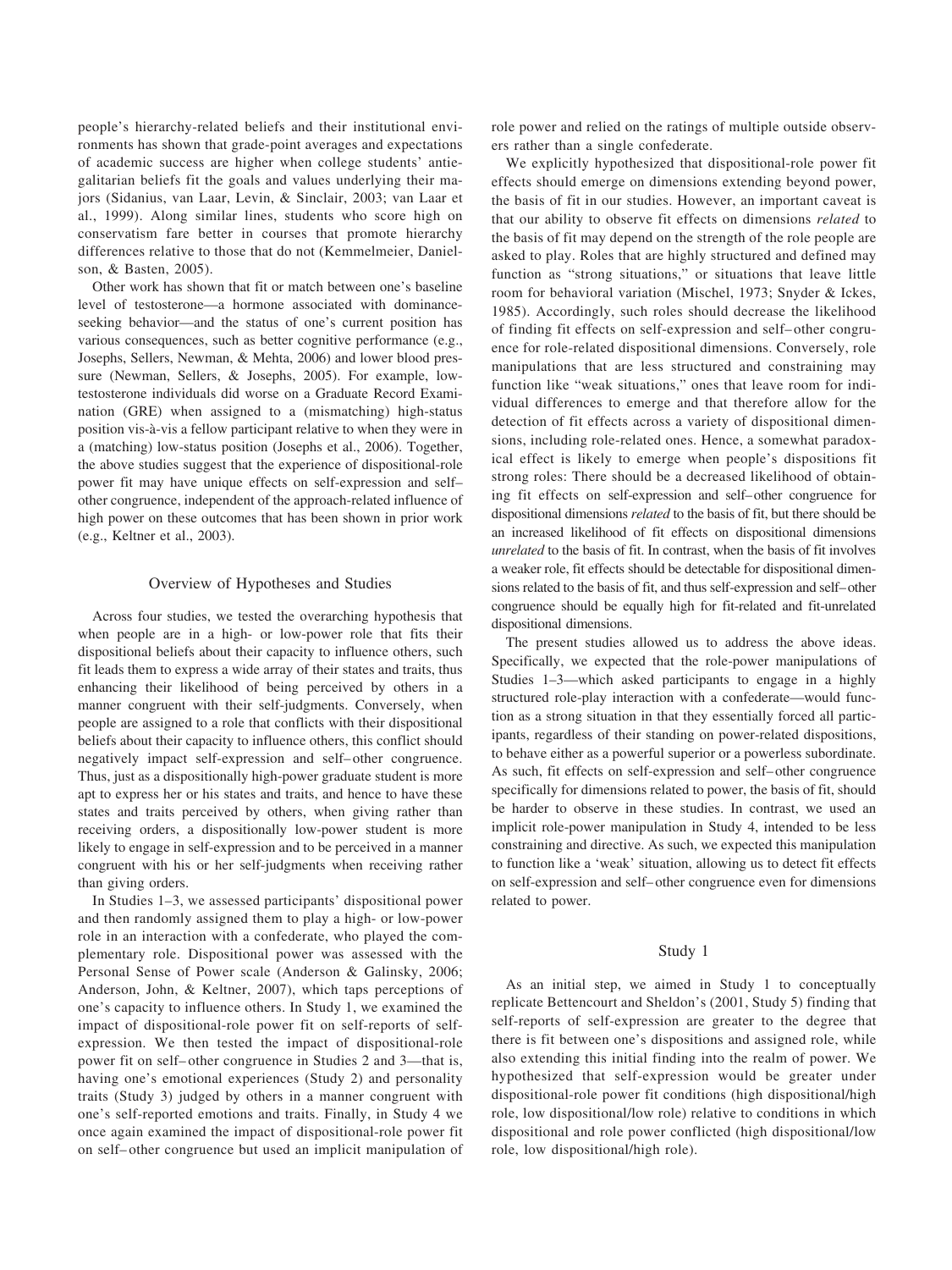people's hierarchy-related beliefs and their institutional environments has shown that grade-point averages and expectations of academic success are higher when college students' antiegalitarian beliefs fit the goals and values underlying their majors (Sidanius, van Laar, Levin, & Sinclair, 2003; van Laar et al., 1999). Along similar lines, students who score high on conservatism fare better in courses that promote hierarchy differences relative to those that do not (Kemmelmeier, Danielson, & Basten, 2005).

Other work has shown that fit or match between one's baseline level of testosterone—a hormone associated with dominance-seeking behavior—and the status of one's current position has various consequences, such as better cognitive performance (e.g., Josephs, Sellers, Newman, & Mehta, 2006) and lower blood pressure (Newman, Sellers, & Josephs, 2005). For example, low-testosterone individuals did worse on a Graduate Record Examination (GRE) when assigned to a (mismatching) high-status position vis-à-vis a fellow participant relative to when they were in a (matching) low-status position (Josephs et al., 2006). Together, the above studies suggest that the experience of dispositional-role power fit may have unique effects on self-expression and self–other congruence, independent of the approach-related influence of high power on these outcomes that has been shown in prior work (e.g., Keltner et al., 2003).

## Overview of Hypotheses and Studies

Across four studies, we tested the overarching hypothesis that when people are in a high- or low-power role that fits their dispositional beliefs about their capacity to influence others, such fit leads them to express a wide array of their states and traits, thus enhancing their likelihood of being perceived by others in a manner congruent with their self-judgments. Conversely, when people are assigned to a role that conflicts with their dispositional beliefs about their capacity to influence others, this conflict should negatively impact self-expression and self–other congruence. Thus, just as a dispositionally high-power graduate student is more apt to express her or his states and traits, and hence to have these states and traits perceived by others, when giving rather than receiving orders, a dispositionally low-power student is more likely to engage in self-expression and to be perceived in a manner congruent with his or her self-judgments when receiving rather than giving orders.

In Studies 1–3, we assessed participants' dispositional power and then randomly assigned them to play a high- or low-power role in an interaction with a confederate, who played the complementary role. Dispositional power was assessed with the Personal Sense of Power scale (Anderson & Galinsky, 2006; Anderson, John, & Keltner, 2007), which taps perceptions of one's capacity to influence others. In Study 1, we examined the impact of dispositional-role power fit on self-reports of self-expression. We then tested the impact of dispositional-role power fit on self–other congruence in Studies 2 and 3—that is, having one's emotional experiences (Study 2) and personality traits (Study 3) judged by others in a manner congruent with one's self-reported emotions and traits. Finally, in Study 4 we once again examined the impact of dispositional-role power fit on self–other congruence but used an implicit manipulation of role power and relied on the ratings of multiple outside observers rather than a single confederate.

We explicitly hypothesized that dispositional-role power fit effects should emerge on dimensions extending beyond power, the basis of fit in our studies. However, an important caveat is that our ability to observe fit effects on dimensions *related* to the basis of fit may depend on the strength of the role people are asked to play. Roles that are highly structured and defined may function as "strong situations," or situations that leave little room for behavioral variation (Mischel, 1973; Snyder & Ickes, 1985). Accordingly, such roles should decrease the likelihood of finding fit effects on self-expression and self–other congruence for role-related dispositional dimensions. Conversely, role manipulations that are less structured and constraining may function like "weak situations," ones that leave room for individual differences to emerge and that therefore allow for the detection of fit effects across a variety of dispositional dimensions, including role-related ones. Hence, a somewhat paradoxical effect is likely to emerge when people's dispositions fit strong roles: There should be a decreased likelihood of obtaining fit effects on self-expression and self–other congruence for dispositional dimensions *related* to the basis of fit, but there should be an increased likelihood of fit effects on dispositional dimensions *unrelated* to the basis of fit. In contrast, when the basis of fit involves a weaker role, fit effects should be detectable for dispositional dimensions related to the basis of fit, and thus self-expression and self–other congruence should be equally high for fit-related and fit-unrelated dispositional dimensions.

The present studies allowed us to address the above ideas. Specifically, we expected that the role-power manipulations of Studies 1–3—which asked participants to engage in a highly structured role-play interaction with a confederate—would function as a strong situation in that they essentially forced all participants, regardless of their standing on power-related dispositions, to behave either as a powerful superior or a powerless subordinate. As such, fit effects on self-expression and self–other congruence specifically for dimensions related to power, the basis of fit, should be harder to observe in these studies. In contrast, we used an implicit role-power manipulation in Study 4, intended to be less constraining and directive. As such, we expected this manipulation to function like a 'weak' situation, allowing us to detect fit effects on self-expression and self–other congruence even for dimensions related to power.

## Study 1

As an initial step, we aimed in Study 1 to conceptually replicate Bettencourt and Sheldon's (2001, Study 5) finding that self-reports of self-expression are greater to the degree that there is fit between one's dispositions and assigned role, while also extending this initial finding into the realm of power. We hypothesized that self-expression would be greater under dispositional-role power fit conditions (high dispositional/high role, low dispositional/low role) relative to conditions in which dispositional and role power conflicted (high dispositional/low role, low dispositional/high role).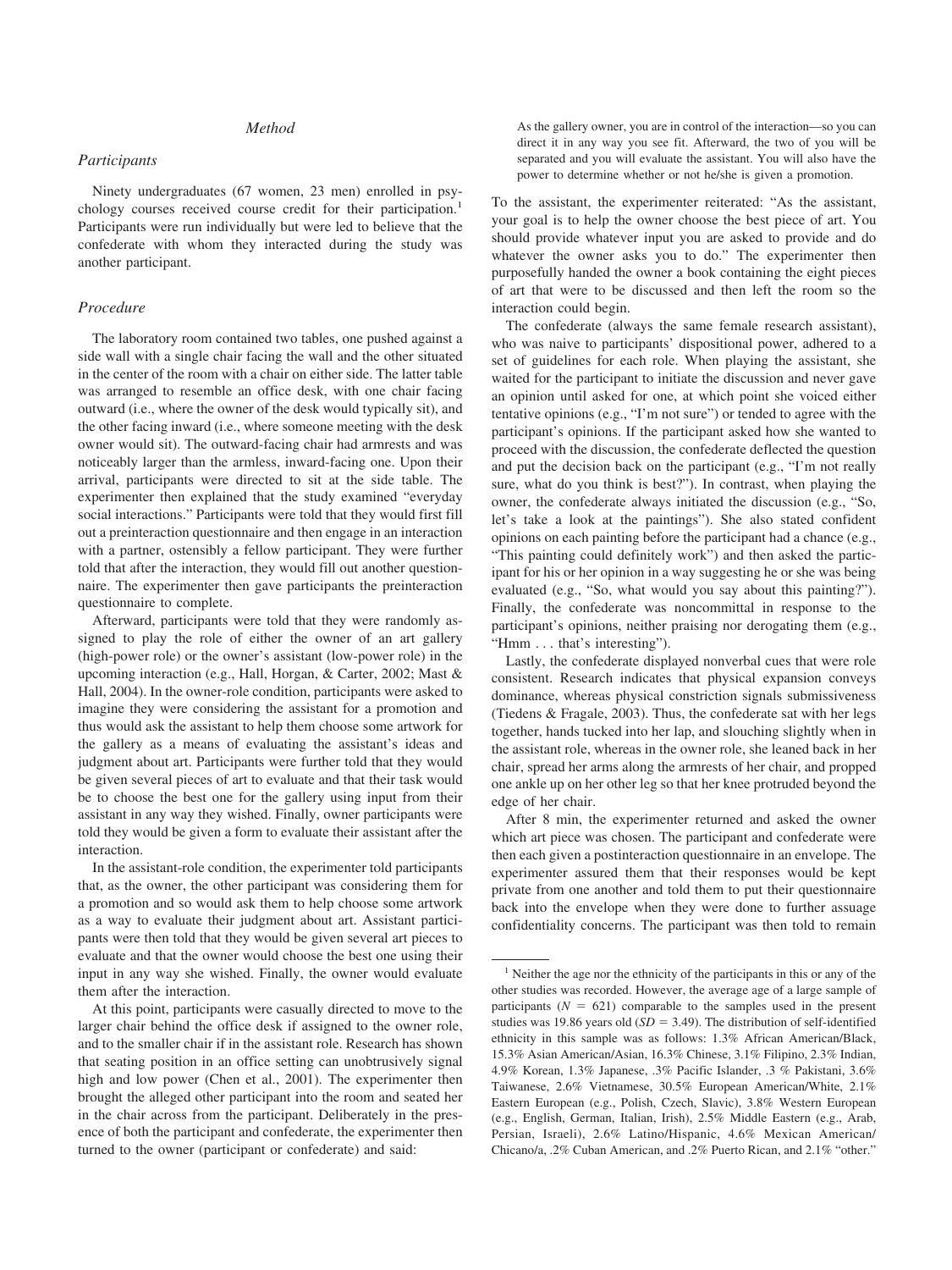## *Method*

### *Participants*

Ninety undergraduates (67 women, 23 men) enrolled in psychology courses received course credit for their participation.[1] Participants were run individually but were led to believe that the confederate with whom they interacted during the study was another participant.

### *Procedure*

The laboratory room contained two tables, one pushed against a side wall with a single chair facing the wall and the other situated in the center of the room with a chair on either side. The latter table was arranged to resemble an office desk, with one chair facing outward (i.e., where the owner of the desk would typically sit), and the other facing inward (i.e., where someone meeting with the desk owner would sit). The outward-facing chair had armrests and was noticeably larger than the armless, inward-facing one. Upon their arrival, participants were directed to sit at the side table. The experimenter then explained that the study examined "everyday social interactions." Participants were told that they would first fill out a preinteraction questionnaire and then engage in an interaction with a partner, ostensibly a fellow participant. They were further told that after the interaction, they would fill out another questionnaire. The experimenter then gave participants the preinteraction questionnaire to complete.

Afterward, participants were told that they were randomly assigned to play the role of either the owner of an art gallery (high-power role) or the owner's assistant (low-power role) in the upcoming interaction (e.g., Hall, Horgan, & Carter, 2002; Mast & Hall, 2004). In the owner-role condition, participants were asked to imagine they were considering the assistant for a promotion and thus would ask the assistant to help them choose some artwork for the gallery as a means of evaluating the assistant's ideas and judgment about art. Participants were further told that they would be given several pieces of art to evaluate and that their task would be to choose the best one for the gallery using input from their assistant in any way they wished. Finally, owner participants were told they would be given a form to evaluate their assistant after the interaction.

In the assistant-role condition, the experimenter told participants that, as the owner, the other participant was considering them for a promotion and so would ask them to help choose some artwork as a way to evaluate their judgment about art. Assistant participants were then told that they would be given several art pieces to evaluate and that the owner would choose the best one using their input in any way she wished. Finally, the owner would evaluate them after the interaction.

At this point, participants were casually directed to move to the larger chair behind the office desk if assigned to the owner role, and to the smaller chair if in the assistant role. Research has shown that seating position in an office setting can unobtrusively signal high and low power (Chen et al., 2001). The experimenter then brought the alleged other participant into the room and seated her in the chair across from the participant. Deliberately in the presence of both the participant and confederate, the experimenter then turned to the owner (participant or confederate) and said:

> As the gallery owner, you are in control of the interaction—so you can direct it in any way you see fit. Afterward, the two of you will be separated and you will evaluate the assistant. You will also have the power to determine whether or not he/she is given a promotion.

To the assistant, the experimenter reiterated: "As the assistant, your goal is to help the owner choose the best piece of art. You should provide whatever input you are asked to provide and do whatever the owner asks you to do." The experimenter then purposefully handed the owner a book containing the eight pieces of art that were to be discussed and then left the room so the interaction could begin.

The confederate (always the same female research assistant), who was naive to participants' dispositional power, adhered to a set of guidelines for each role. When playing the assistant, she waited for the participant to initiate the discussion and never gave an opinion until asked for one, at which point she voiced either tentative opinions (e.g., "I'm not sure") or tended to agree with the participant's opinions. If the participant asked how she wanted to proceed with the discussion, the confederate deflected the question and put the decision back on the participant (e.g., "I'm not really sure, what do you think is best?"). In contrast, when playing the owner, the confederate always initiated the discussion (e.g., "So, let's take a look at the paintings"). She also stated confident opinions on each painting before the participant had a chance (e.g., "This painting could definitely work") and then asked the participant for his or her opinion in a way suggesting he or she was being evaluated (e.g., "So, what would you say about this painting?"). Finally, the confederate was noncommittal in response to the participant's opinions, neither praising nor derogating them (e.g., "Hmm . . . that's interesting").

Lastly, the confederate displayed nonverbal cues that were role consistent. Research indicates that physical expansion conveys dominance, whereas physical constriction signals submissiveness (Tiedens & Fragale, 2003). Thus, the confederate sat with her legs together, hands tucked into her lap, and slouching slightly when in the assistant role, whereas in the owner role, she leaned back in her chair, spread her arms along the armrests of her chair, and propped one ankle up on her other leg so that her knee protruded beyond the edge of her chair.

After 8 min, the experimenter returned and asked the owner which art piece was chosen. The participant and confederate were then each given a postinteraction questionnaire in an envelope. The experimenter assured them that their responses would be kept private from one another and told them to put their questionnaire back into the envelope when they were done to further assuage confidentiality concerns. The participant was then told to remain

---

[1] Neither the age nor the ethnicity of the participants in this or any of the other studies was recorded. However, the average age of a large sample of participants ($N = 621$) comparable to the samples used in the present studies was 19.86 years old ($SD = 3.49$). The distribution of self-identified ethnicity in this sample was as follows: 1.3% African American/Black, 15.3% Asian American/Asian, 16.3% Chinese, 3.1% Filipino, 2.3% Indian, 4.9% Korean, 1.3% Japanese, .3% Pacific Islander, .3 % Pakistani, 3.6% Taiwanese, 2.6% Vietnamese, 30.5% European American/White, 2.1% Eastern European (e.g., Polish, Czech, Slavic), 3.8% Western European (e.g., English, German, Italian, Irish), 2.5% Middle Eastern (e.g., Arab, Persian, Israeli), 2.6% Latino/Hispanic, 4.6% Mexican American/Chicano/a, .2% Cuban American, and .2% Puerto Rican, and 2.1% "other."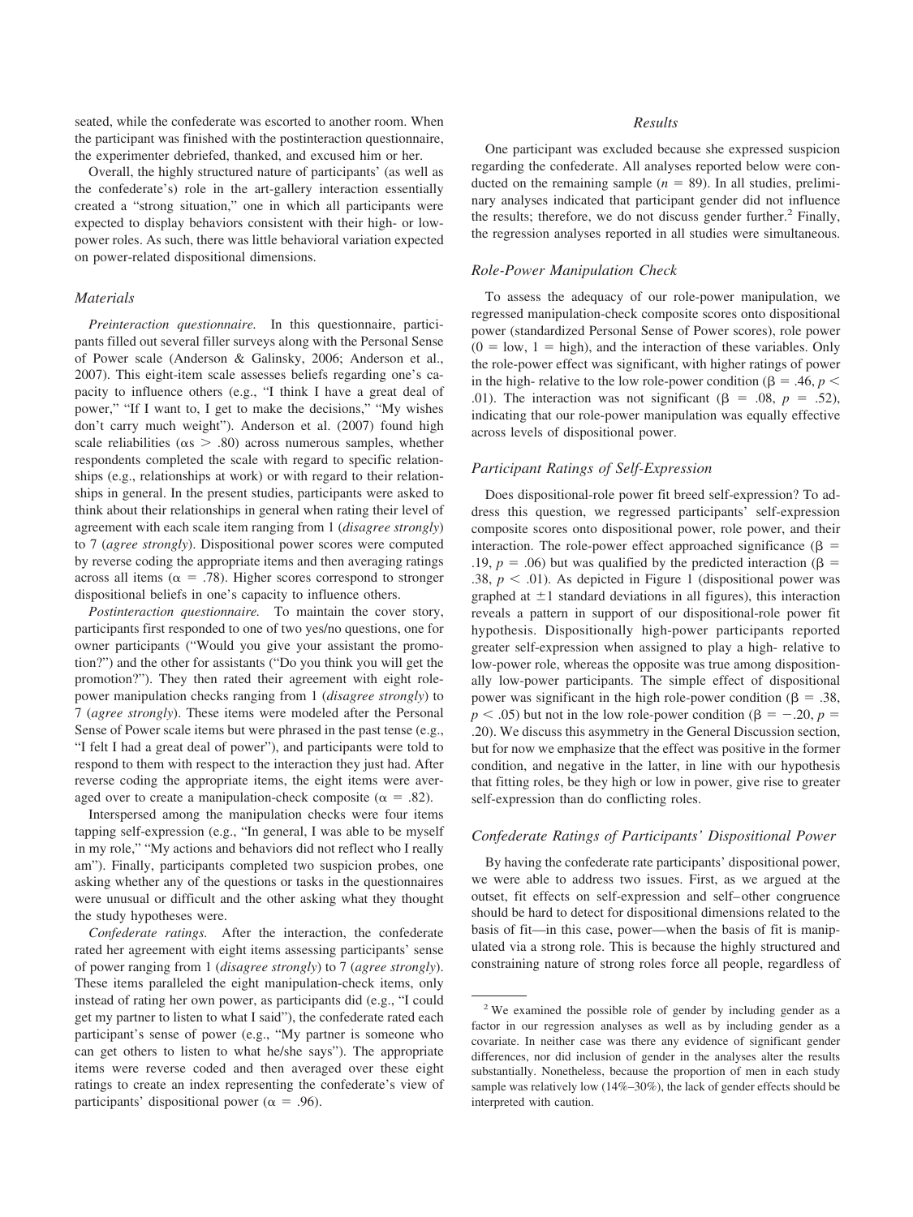seated, while the confederate was escorted to another room. When the participant was finished with the postinteraction questionnaire, the experimenter debriefed, thanked, and excused him or her.

Overall, the highly structured nature of participants' (as well as the confederate's) role in the art-gallery interaction essentially created a "strong situation," one in which all participants were expected to display behaviors consistent with their high- or low-power roles. As such, there was little behavioral variation expected on power-related dispositional dimensions.

### Materials

*Preinteraction questionnaire.* In this questionnaire, participants filled out several filler surveys along with the Personal Sense of Power scale (Anderson & Galinsky, 2006; Anderson et al., 2007). This eight-item scale assesses beliefs regarding one's capacity to influence others (e.g., "I think I have a great deal of power," "If I want to, I get to make the decisions," "My wishes don't carry much weight"). Anderson et al. (2007) found high scale reliabilities ($\alpha s > .80$) across numerous samples, whether respondents completed the scale with regard to specific relationships (e.g., relationships at work) or with regard to their relationships in general. In the present studies, participants were asked to think about their relationships in general when rating their level of agreement with each scale item ranging from 1 (*disagree strongly*) to 7 (*agree strongly*). Dispositional power scores were computed by reverse coding the appropriate items and then averaging ratings across all items ($\alpha = .78$). Higher scores correspond to stronger dispositional beliefs in one's capacity to influence others.

*Postinteraction questionnaire.* To maintain the cover story, participants first responded to one of two yes/no questions, one for owner participants ("Would you give your assistant the promotion?") and the other for assistants ("Do you think you will get the promotion?"). They then rated their agreement with eight role-power manipulation checks ranging from 1 (*disagree strongly*) to 7 (*agree strongly*). These items were modeled after the Personal Sense of Power scale items but were phrased in the past tense (e.g., "I felt I had a great deal of power"), and participants were told to respond to them with respect to the interaction they just had. After reverse coding the appropriate items, the eight items were averaged over to create a manipulation-check composite ($\alpha = .82$).

Interspersed among the manipulation checks were four items tapping self-expression (e.g., "In general, I was able to be myself in my role," "My actions and behaviors did not reflect who I really am"). Finally, participants completed two suspicion probes, one asking whether any of the questions or tasks in the questionnaires were unusual or difficult and the other asking what they thought the study hypotheses were.

*Confederate ratings.* After the interaction, the confederate rated her agreement with eight items assessing participants' sense of power ranging from 1 (*disagree strongly*) to 7 (*agree strongly*). These items paralleled the eight manipulation-check items, only instead of rating her own power, as participants did (e.g., "I could get my partner to listen to what I said"), the confederate rated each participant's sense of power (e.g., "My partner is someone who can get others to listen to what he/she says"). The appropriate items were reverse coded and then averaged over these eight ratings to create an index representing the confederate's view of participants' dispositional power ($\alpha = .96$).

## Results

One participant was excluded because she expressed suspicion regarding the confederate. All analyses reported below were conducted on the remaining sample ($n = 89$). In all studies, preliminary analyses indicated that participant gender did not influence the results; therefore, we do not discuss gender further.[2] Finally, the regression analyses reported in all studies were simultaneous.

### Role-Power Manipulation Check

To assess the adequacy of our role-power manipulation, we regressed manipulation-check composite scores onto dispositional power (standardized Personal Sense of Power scores), role power ($0 = \text{low}$, $1 = \text{high}$), and the interaction of these variables. Only the role-power effect was significant, with higher ratings of power in the high- relative to the low role-power condition ($\beta = .46$, $p < .01$). The interaction was not significant ($\beta = .08$, $p = .52$), indicating that our role-power manipulation was equally effective across levels of dispositional power.

### Participant Ratings of Self-Expression

Does dispositional-role power fit breed self-expression? To address this question, we regressed participants' self-expression composite scores onto dispositional power, role power, and their interaction. The role-power effect approached significance ($\beta = .19$, $p = .06$) but was qualified by the predicted interaction ($\beta = .38$, $p < .01$). As depicted in Figure 1 (dispositional power was graphed at $\pm 1$ standard deviations in all figures), this interaction reveals a pattern in support of our dispositional-role power fit hypothesis. Dispositionally high-power participants reported greater self-expression when assigned to play a high- relative to low-power role, whereas the opposite was true among dispositionally low-power participants. The simple effect of dispositional power was significant in the high role-power condition ($\beta = .38$, $p < .05$) but not in the low role-power condition ($\beta = -.20$, $p = .20$). We discuss this asymmetry in the General Discussion section, but for now we emphasize that the effect was positive in the former condition, and negative in the latter, in line with our hypothesis that fitting roles, be they high or low in power, give rise to greater self-expression than do conflicting roles.

### Confederate Ratings of Participants' Dispositional Power

By having the confederate rate participants' dispositional power, we were able to address two issues. First, as we argued at the outset, fit effects on self-expression and self–other congruence should be hard to detect for dispositional dimensions related to the basis of fit—in this case, power—when the basis of fit is manipulated via a strong role. This is because the highly structured and constraining nature of strong roles force all people, regardless of

---

[2] We examined the possible role of gender by including gender as a factor in our regression analyses as well as by including gender as a covariate. In neither case was there any evidence of significant gender differences, nor did inclusion of gender in the analyses alter the results substantially. Nonetheless, because the proportion of men in each study sample was relatively low (14%–30%), the lack of gender effects should be interpreted with caution.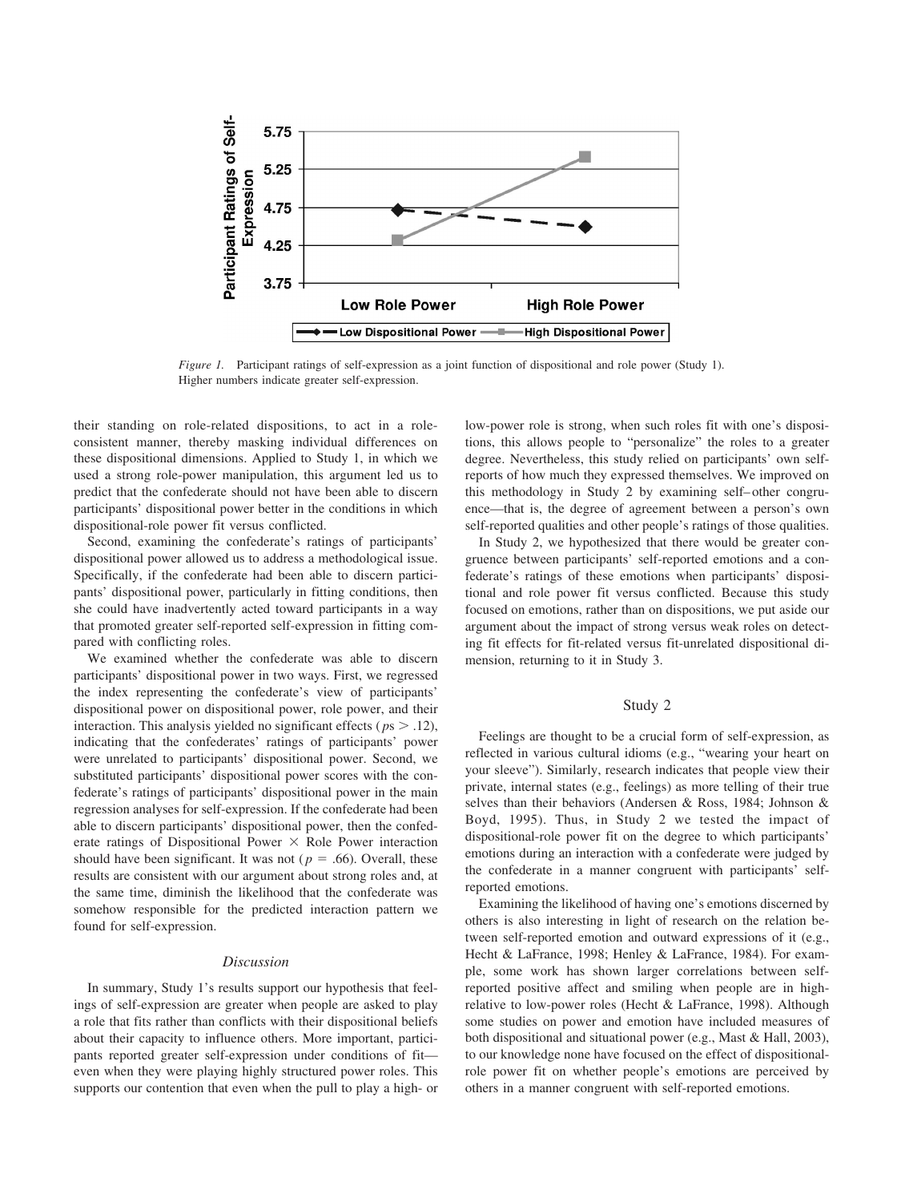*Figure 1.* Participant ratings of self-expression as a joint function of dispositional and role power (Study 1). Higher numbers indicate greater self-expression.

their standing on role-related dispositions, to act in a role-consistent manner, thereby masking individual differences on these dispositional dimensions. Applied to Study 1, in which we used a strong role-power manipulation, this argument led us to predict that the confederate should not have been able to discern participants' dispositional power better in the conditions in which dispositional-role power fit versus conflicted.

Second, examining the confederate's ratings of participants' dispositional power allowed us to address a methodological issue. Specifically, if the confederate had been able to discern participants' dispositional power, particularly in fitting conditions, then she could have inadvertently acted toward participants in a way that promoted greater self-reported self-expression in fitting compared with conflicting roles.

We examined whether the confederate was able to discern participants' dispositional power in two ways. First, we regressed the index representing the confederate's view of participants' dispositional power on dispositional power, role power, and their interaction. This analysis yielded no significant effects ($p$s $>$ .12), indicating that the confederates' ratings of participants' power were unrelated to participants' dispositional power. Second, we substituted participants' dispositional power scores with the confederate's ratings of participants' dispositional power in the main regression analyses for self-expression. If the confederate had been able to discern participants' dispositional power, then the confederate ratings of Dispositional Power × Role Power interaction should have been significant. It was not ($p$ = .66). Overall, these results are consistent with our argument about strong roles and, at the same time, diminish the likelihood that the confederate was somehow responsible for the predicted interaction pattern we found for self-expression.

### *Discussion*

In summary, Study 1's results support our hypothesis that feelings of self-expression are greater when people are asked to play a role that fits rather than conflicts with their dispositional beliefs about their capacity to influence others. More important, participants reported greater self-expression under conditions of fit—even when they were playing highly structured power roles. This supports our contention that even when the pull to play a high- or low-power role is strong, when such roles fit with one's dispositions, this allows people to "personalize" the roles to a greater degree. Nevertheless, this study relied on participants' own self-reports of how much they expressed themselves. We improved on this methodology in Study 2 by examining self–other congruence—that is, the degree of agreement between a person's own self-reported qualities and other people's ratings of those qualities.

In Study 2, we hypothesized that there would be greater congruence between participants' self-reported emotions and a confederate's ratings of these emotions when participants' dispositional and role power fit versus conflicted. Because this study focused on emotions, rather than on dispositions, we put aside our argument about the impact of strong versus weak roles on detecting fit effects for fit-related versus fit-unrelated dispositional dimension, returning to it in Study 3.

## Study 2

Feelings are thought to be a crucial form of self-expression, as reflected in various cultural idioms (e.g., "wearing your heart on your sleeve"). Similarly, research indicates that people view their private, internal states (e.g., feelings) as more telling of their true selves than their behaviors (Andersen & Ross, 1984; Johnson & Boyd, 1995). Thus, in Study 2 we tested the impact of dispositional-role power fit on the degree to which participants' emotions during an interaction with a confederate were judged by the confederate in a manner congruent with participants' self-reported emotions.

Examining the likelihood of having one's emotions discerned by others is also interesting in light of research on the relation between self-reported emotion and outward expressions of it (e.g., Hecht & LaFrance, 1998; Henley & LaFrance, 1984). For example, some work has shown larger correlations between self-reported positive affect and smiling when people are in high- relative to low-power roles (Hecht & LaFrance, 1998). Although some studies on power and emotion have included measures of both dispositional and situational power (e.g., Mast & Hall, 2003), to our knowledge none have focused on the effect of dispositional-role power fit on whether people's emotions are perceived by others in a manner congruent with self-reported emotions.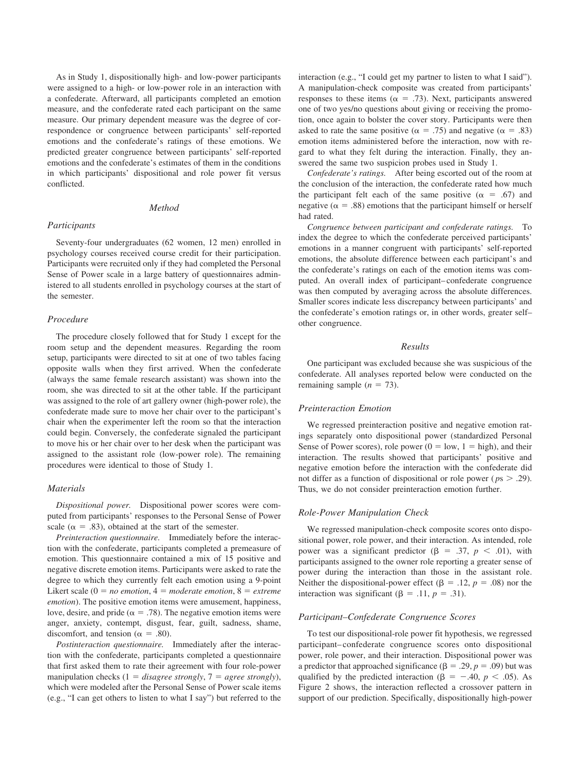As in Study 1, dispositionally high- and low-power participants were assigned to a high- or low-power role in an interaction with a confederate. Afterward, all participants completed an emotion measure, and the confederate rated each participant on the same measure. Our primary dependent measure was the degree of correspondence or congruence between participants' self-reported emotions and the confederate's ratings of these emotions. We predicted greater congruence between participants' self-reported emotions and the confederate's estimates of them in the conditions in which participants' dispositional and role power fit versus conflicted.

## Method

### Participants

Seventy-four undergraduates (62 women, 12 men) enrolled in psychology courses received course credit for their participation. Participants were recruited only if they had completed the Personal Sense of Power scale in a large battery of questionnaires administered to all students enrolled in psychology courses at the start of the semester.

### Procedure

The procedure closely followed that for Study 1 except for the room setup and the dependent measures. Regarding the room setup, participants were directed to sit at one of two tables facing opposite walls when they first arrived. When the confederate (always the same female research assistant) was shown into the room, she was directed to sit at the other table. If the participant was assigned to the role of art gallery owner (high-power role), the confederate made sure to move her chair over to the participant's chair when the experimenter left the room so that the interaction could begin. Conversely, the confederate signaled the participant to move his or her chair over to her desk when the participant was assigned to the assistant role (low-power role). The remaining procedures were identical to those of Study 1.

### Materials

*Dispositional power.* Dispositional power scores were computed from participants' responses to the Personal Sense of Power scale ($\alpha = .83$), obtained at the start of the semester.

*Preinteraction questionnaire.* Immediately before the interaction with the confederate, participants completed a premeasure of emotion. This questionnaire contained a mix of 15 positive and negative discrete emotion items. Participants were asked to rate the degree to which they currently felt each emotion using a 9-point Likert scale (0 = *no emotion*, 4 = *moderate emotion*, 8 = *extreme emotion*). The positive emotion items were amusement, happiness, love, desire, and pride ($\alpha = .78$). The negative emotion items were anger, anxiety, contempt, disgust, fear, guilt, sadness, shame, discomfort, and tension ($\alpha = .80$).

*Postinteraction questionnaire.* Immediately after the interaction with the confederate, participants completed a questionnaire that first asked them to rate their agreement with four role-power manipulation checks (1 = *disagree strongly*, 7 = *agree strongly*), which were modeled after the Personal Sense of Power scale items (e.g., "I can get others to listen to what I say") but referred to the interaction (e.g., "I could get my partner to listen to what I said"). A manipulation-check composite was created from participants' responses to these items ($\alpha = .73$). Next, participants answered one of two yes/no questions about giving or receiving the promotion, once again to bolster the cover story. Participants were then asked to rate the same positive ($\alpha = .75$) and negative ($\alpha = .83$) emotion items administered before the interaction, now with regard to what they felt during the interaction. Finally, they answered the same two suspicion probes used in Study 1.

*Confederate's ratings.* After being escorted out of the room at the conclusion of the interaction, the confederate rated how much the participant felt each of the same positive ($\alpha = .67$) and negative ($\alpha = .88$) emotions that the participant himself or herself had rated.

*Congruence between participant and confederate ratings.* To index the degree to which the confederate perceived participants' emotions in a manner congruent with participants' self-reported emotions, the absolute difference between each participant's and the confederate's ratings on each of the emotion items was computed. An overall index of participant–confederate congruence was then computed by averaging across the absolute differences. Smaller scores indicate less discrepancy between participants' and the confederate's emotion ratings or, in other words, greater self–other congruence.

## Results

One participant was excluded because she was suspicious of the confederate. All analyses reported below were conducted on the remaining sample ($n = 73$).

### Preinteraction Emotion

We regressed preinteraction positive and negative emotion ratings separately onto dispositional power (standardized Personal Sense of Power scores), role power (0 = low, 1 = high), and their interaction. The results showed that participants' positive and negative emotion before the interaction with the confederate did not differ as a function of dispositional or role power ($p\text{s} > .29$). Thus, we do not consider preinteraction emotion further.

### Role-Power Manipulation Check

We regressed manipulation-check composite scores onto dispositional power, role power, and their interaction. As intended, role power was a significant predictor ($\beta = .37$, $p < .01$), with participants assigned to the owner role reporting a greater sense of power during the interaction than those in the assistant role. Neither the dispositional-power effect ($\beta = .12$, $p = .08$) nor the interaction was significant ($\beta = .11$, $p = .31$).

### Participant–Confederate Congruence Scores

To test our dispositional-role power fit hypothesis, we regressed participant–confederate congruence scores onto dispositional power, role power, and their interaction. Dispositional power was a predictor that approached significance ($\beta = .29$, $p = .09$) but was qualified by the predicted interaction ($\beta = -.40$, $p < .05$). As Figure 2 shows, the interaction reflected a crossover pattern in support of our prediction. Specifically, dispositionally high-power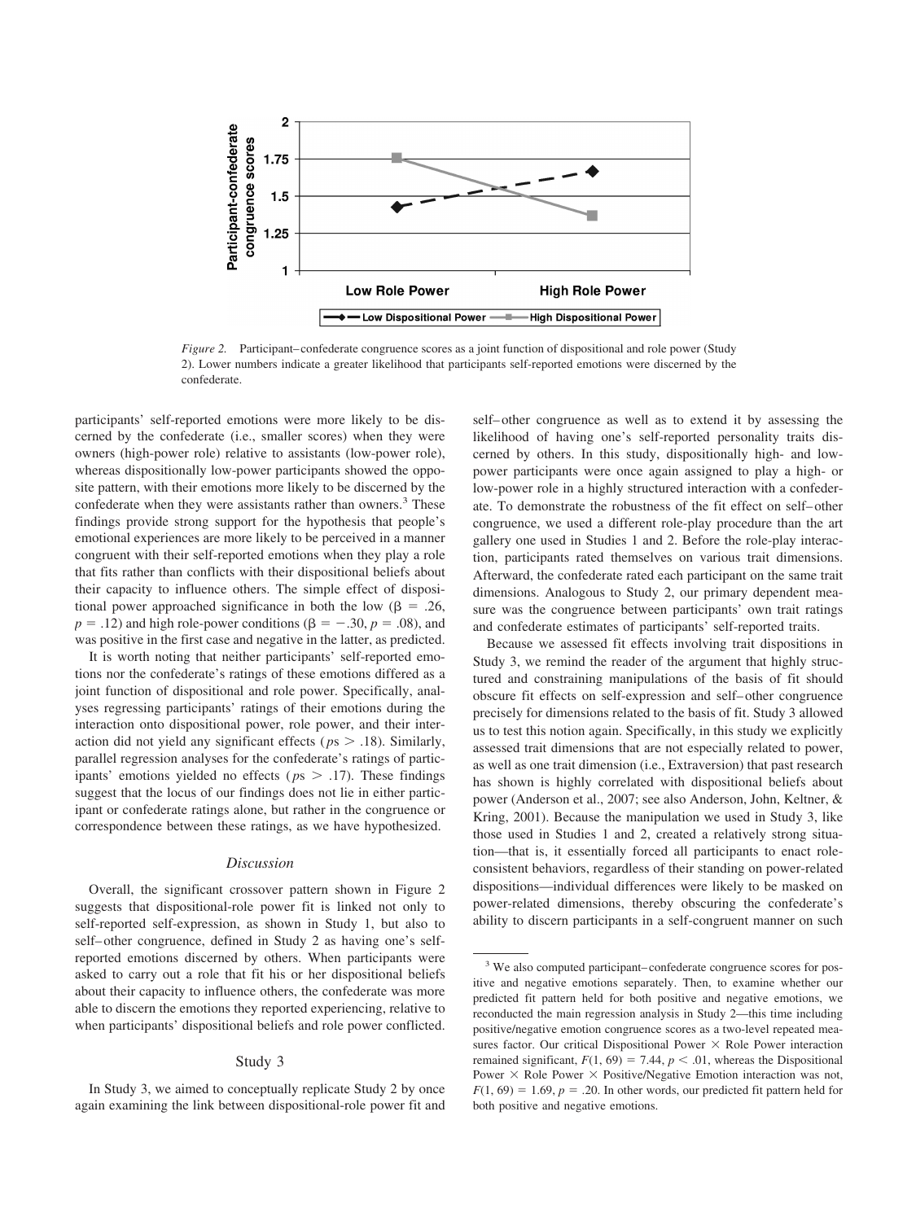*Figure 2.* Participant–confederate congruence scores as a joint function of dispositional and role power (Study 2). Lower numbers indicate a greater likelihood that participants self-reported emotions were discerned by the confederate.

participants' self-reported emotions were more likely to be discerned by the confederate (i.e., smaller scores) when they were owners (high-power role) relative to assistants (low-power role), whereas dispositionally low-power participants showed the opposite pattern, with their emotions more likely to be discerned by the confederate when they were assistants rather than owners.[3] These findings provide strong support for the hypothesis that people's emotional experiences are more likely to be perceived in a manner congruent with their self-reported emotions when they play a role that fits rather than conflicts with their dispositional beliefs about their capacity to influence others. The simple effect of dispositional power approached significance in both the low ($\beta = .26$, $p = .12$) and high role-power conditions ($\beta = -.30$, $p = .08$), and was positive in the first case and negative in the latter, as predicted.

It is worth noting that neither participants' self-reported emotions nor the confederate's ratings of these emotions differed as a joint function of dispositional and role power. Specifically, analyses regressing participants' ratings of their emotions during the interaction onto dispositional power, role power, and their interaction did not yield any significant effects ($p\text{s} > .18$). Similarly, parallel regression analyses for the confederate's ratings of participants' emotions yielded no effects ($p\text{s} > .17$). These findings suggest that the locus of our findings does not lie in either participant or confederate ratings alone, but rather in the congruence or correspondence between these ratings, as we have hypothesized.

### Discussion

Overall, the significant crossover pattern shown in Figure 2 suggests that dispositional-role power fit is linked not only to self-reported self-expression, as shown in Study 1, but also to self–other congruence, defined in Study 2 as having one's self-reported emotions discerned by others. When participants were asked to carry out a role that fit his or her dispositional beliefs about their capacity to influence others, the confederate was more able to discern the emotions they reported experiencing, relative to when participants' dispositional beliefs and role power conflicted.

## Study 3

In Study 3, we aimed to conceptually replicate Study 2 by once again examining the link between dispositional-role power fit and self–other congruence as well as to extend it by assessing the likelihood of having one's self-reported personality traits discerned by others. In this study, dispositionally high- and low-power participants were once again assigned to play a high- or low-power role in a highly structured interaction with a confederate. To demonstrate the robustness of the fit effect on self–other congruence, we used a different role-play procedure than the art gallery one used in Studies 1 and 2. Before the role-play interaction, participants rated themselves on various trait dimensions. Afterward, the confederate rated each participant on the same trait dimensions. Analogous to Study 2, our primary dependent measure was the congruence between participants' own trait ratings and confederate estimates of participants' self-reported traits.

Because we assessed fit effects involving trait dispositions in Study 3, we remind the reader of the argument that highly structured and constraining manipulations of the basis of fit should obscure fit effects on self-expression and self–other congruence precisely for dimensions related to the basis of fit. Study 3 allowed us to test this notion again. Specifically, in this study we explicitly assessed trait dimensions that are not especially related to power, as well as one trait dimension (i.e., Extraversion) that past research has shown is highly correlated with dispositional beliefs about power (Anderson et al., 2007; see also Anderson, John, Keltner, & Kring, 2001). Because the manipulation we used in Study 3, like those used in Studies 1 and 2, created a relatively strong situation—that is, it essentially forced all participants to enact role-consistent behaviors, regardless of their standing on power-related dispositions—individual differences were likely to be masked on power-related dimensions, thereby obscuring the confederate's ability to discern participants in a self-congruent manner on such

[3] We also computed participant–confederate congruence scores for positive and negative emotions separately. Then, to examine whether our predicted fit pattern held for both positive and negative emotions, we reconducted the main regression analysis in Study 2—this time including positive/negative emotion congruence scores as a two-level repeated measures factor. Our critical Dispositional Power × Role Power interaction remained significant, $F(1, 69) = 7.44$, $p < .01$, whereas the Dispositional Power × Role Power × Positive/Negative Emotion interaction was not, $F(1, 69) = 1.69$, $p = .20$. In other words, our predicted fit pattern held for both positive and negative emotions.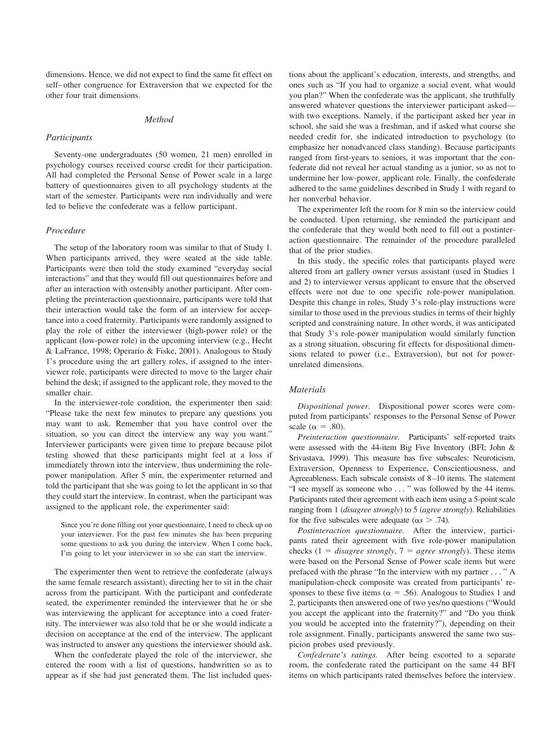dimensions. Hence, we did not expect to find the same fit effect on self–other congruence for Extraversion that we expected for the other four trait dimensions.

## Method

### Participants

Seventy-one undergraduates (50 women, 21 men) enrolled in psychology courses received course credit for their participation. All had completed the Personal Sense of Power scale in a large battery of questionnaires given to all psychology students at the start of the semester. Participants were run individually and were led to believe the confederate was a fellow participant.

### Procedure

The setup of the laboratory room was similar to that of Study 1. When participants arrived, they were seated at the side table. Participants were then told the study examined "everyday social interactions" and that they would fill out questionnaires before and after an interaction with ostensibly another participant. After completing the preinteraction questionnaire, participants were told that their interaction would take the form of an interview for acceptance into a coed fraternity. Participants were randomly assigned to play the role of either the interviewer (high-power role) or the applicant (low-power role) in the upcoming interview (e.g., Hecht & LaFrance, 1998; Operario & Fiske, 2001). Analogous to Study 1's procedure using the art gallery roles, if assigned to the interviewer role, participants were directed to move to the larger chair behind the desk; if assigned to the applicant role, they moved to the smaller chair.

In the interviewer-role condition, the experimenter then said: "Please take the next few minutes to prepare any questions you may want to ask. Remember that you have control over the situation, so you can direct the interview any way you want." Interviewer participants were given time to prepare because pilot testing showed that these participants might feel at a loss if immediately thrown into the interview, thus undermining the role-power manipulation. After 5 min, the experimenter returned and told the participant that she was going to let the applicant in so that they could start the interview. In contrast, when the participant was assigned to the applicant role, the experimenter said:

> Since you're done filling out your questionnaire, I need to check up on your interviewer. For the past few minutes she has been preparing some questions to ask you during the interview. When I come back, I'm going to let your interviewer in so she can start the interview.

The experimenter then went to retrieve the confederate (always the same female research assistant), directing her to sit in the chair across from the participant. With the participant and confederate seated, the experimenter reminded the interviewer that he or she was interviewing the applicant for acceptance into a coed fraternity. The interviewer was also told that he or she would indicate a decision on acceptance at the end of the interview. The applicant was instructed to answer any questions the interviewer should ask.

When the confederate played the role of the interviewer, she entered the room with a list of questions, handwritten so as to appear as if she had just generated them. The list included questions about the applicant's education, interests, and strengths, and ones such as "If you had to organize a social event, what would you plan?" When the confederate was the applicant, she truthfully answered whatever questions the interviewer participant asked—with two exceptions. Namely, if the participant asked her year in school, she said she was a freshman, and if asked what course she needed credit for, she indicated introduction to psychology (to emphasize her nonadvanced class standing). Because participants ranged from first-years to seniors, it was important that the confederate did not reveal her actual standing as a junior, so as not to undermine her low-power, applicant role. Finally, the confederate adhered to the same guidelines described in Study 1 with regard to her nonverbal behavior.

The experimenter left the room for 8 min so the interview could be conducted. Upon returning, she reminded the participant and the confederate that they would both need to fill out a postinteraction questionnaire. The remainder of the procedure paralleled that of the prior studies.

In this study, the specific roles that participants played were altered from art gallery owner versus assistant (used in Studies 1 and 2) to interviewer versus applicant to ensure that the observed effects were not due to one specific role-power manipulation. Despite this change in roles, Study 3's role-play instructions were similar to those used in the previous studies in terms of their highly scripted and constraining nature. In other words, it was anticipated that Study 3's role-power manipulation would similarly function as a strong situation, obscuring fit effects for dispositional dimensions related to power (i.e., Extraversion), but not for power-unrelated dimensions.

### Materials

*Dispositional power.* Dispositional power scores were computed from participants' responses to the Personal Sense of Power scale ($\alpha = .80$).

*Preinteraction questionnaire.* Participants' self-reported traits were assessed with the 44-item Big Five Inventory (BFI; John & Srivastava, 1999). This measure has five subscales: Neuroticism, Extraversion, Openness to Experience, Conscientiousness, and Agreeableness. Each subscale consists of 8–10 items. The statement "I see myself as someone who . . . " was followed by the 44 items. Participants rated their agreement with each item using a 5-point scale ranging from 1 (*disagree strongly*) to 5 (*agree strongly*). Reliabilities for the five subscales were adequate ($\alpha s > .74$).

*Postinteraction questionnaire.* After the interview, participants rated their agreement with five role-power manipulation checks (1 = *disagree strongly*, 7 = *agree strongly*). These items were based on the Personal Sense of Power scale items but were prefaced with the phrase "In the interview with my partner . . . " A manipulation-check composite was created from participants' responses to these five items ($\alpha = .56$). Analogous to Studies 1 and 2, participants then answered one of two yes/no questions ("Would you accept the applicant into the fraternity?" and "Do you think you would be accepted into the fraternity?"), depending on their role assignment. Finally, participants answered the same two suspicion probes used previously.

*Confederate's ratings.* After being escorted to a separate room, the confederate rated the participant on the same 44 BFI items on which participants rated themselves before the interview.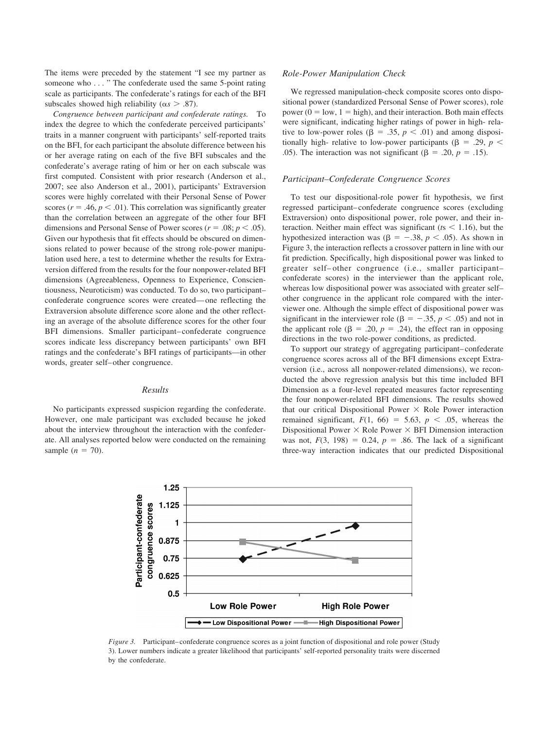The items were preceded by the statement "I see my partner as someone who . . . " The confederate used the same 5-point rating scale as participants. The confederate's ratings for each of the BFI subscales showed high reliability ($\alpha s > .87$).

*Congruence between participant and confederate ratings.* To index the degree to which the confederate perceived participants' traits in a manner congruent with participants' self-reported traits on the BFI, for each participant the absolute difference between his or her average rating on each of the five BFI subscales and the confederate's average rating of him or her on each subscale was first computed. Consistent with prior research (Anderson et al., 2007; see also Anderson et al., 2001), participants' Extraversion scores were highly correlated with their Personal Sense of Power scores ($r = .46, p < .01$). This correlation was significantly greater than the correlation between an aggregate of the other four BFI dimensions and Personal Sense of Power scores ($r = .08; p < .05$). Given our hypothesis that fit effects should be obscured on dimensions related to power because of the strong role-power manipulation used here, a test to determine whether the results for Extraversion differed from the results for the four nonpower-related BFI dimensions (Agreeableness, Openness to Experience, Conscientiousness, Neuroticism) was conducted. To do so, two participant–confederate congruence scores were created—one reflecting the Extraversion absolute difference score alone and the other reflecting an average of the absolute difference scores for the other four BFI dimensions. Smaller participant–confederate congruence scores indicate less discrepancy between participants' own BFI ratings and the confederate's BFI ratings of participants—in other words, greater self–other congruence.

### Results

No participants expressed suspicion regarding the confederate. However, one male participant was excluded because he joked about the interview throughout the interaction with the confederate. All analyses reported below were conducted on the remaining sample ($n = 70$).

#### *Role-Power Manipulation Check*

We regressed manipulation-check composite scores onto dispositional power (standardized Personal Sense of Power scores), role power (0 = low, 1 = high), and their interaction. Both main effects were significant, indicating higher ratings of power in high- relative to low-power roles ($\beta = .35, p < .01$) and among dispositionally high- relative to low-power participants ($\beta = .29, p < .05$). The interaction was not significant ($\beta = .20, p = .15$).

#### *Participant–Confederate Congruence Scores*

To test our dispositional-role power fit hypothesis, we first regressed participant–confederate congruence scores (excluding Extraversion) onto dispositional power, role power, and their interaction. Neither main effect was significant ($ts < 1.16$), but the hypothesized interaction was ($\beta = -.38, p < .05$). As shown in Figure 3, the interaction reflects a crossover pattern in line with our fit prediction. Specifically, high dispositional power was linked to greater self–other congruence (i.e., smaller participant–confederate scores) in the interviewer than the applicant role, whereas low dispositional power was associated with greater self–other congruence in the applicant role compared with the interviewer one. Although the simple effect of dispositional power was significant in the interviewer role ($\beta = -.35, p < .05$) and not in the applicant role ($\beta = .20, p = .24$), the effect ran in opposing directions in the two role-power conditions, as predicted.

To support our strategy of aggregating participant–confederate congruence scores across all of the BFI dimensions except Extraversion (i.e., across all nonpower-related dimensions), we reconducted the above regression analysis but this time included BFI Dimension as a four-level repeated measures factor representing the four nonpower-related BFI dimensions. The results showed that our critical Dispositional Power × Role Power interaction remained significant, $F(1, 66) = 5.63$, $p < .05$, whereas the Dispositional Power × Role Power × BFI Dimension interaction was not, $F(3, 198) = 0.24$, $p = .86$. The lack of a significant three-way interaction indicates that our predicted Dispositional

*Figure 3.* Participant–confederate congruence scores as a joint function of dispositional and role power (Study 3). Lower numbers indicate a greater likelihood that participants' self-reported personality traits were discerned by the confederate.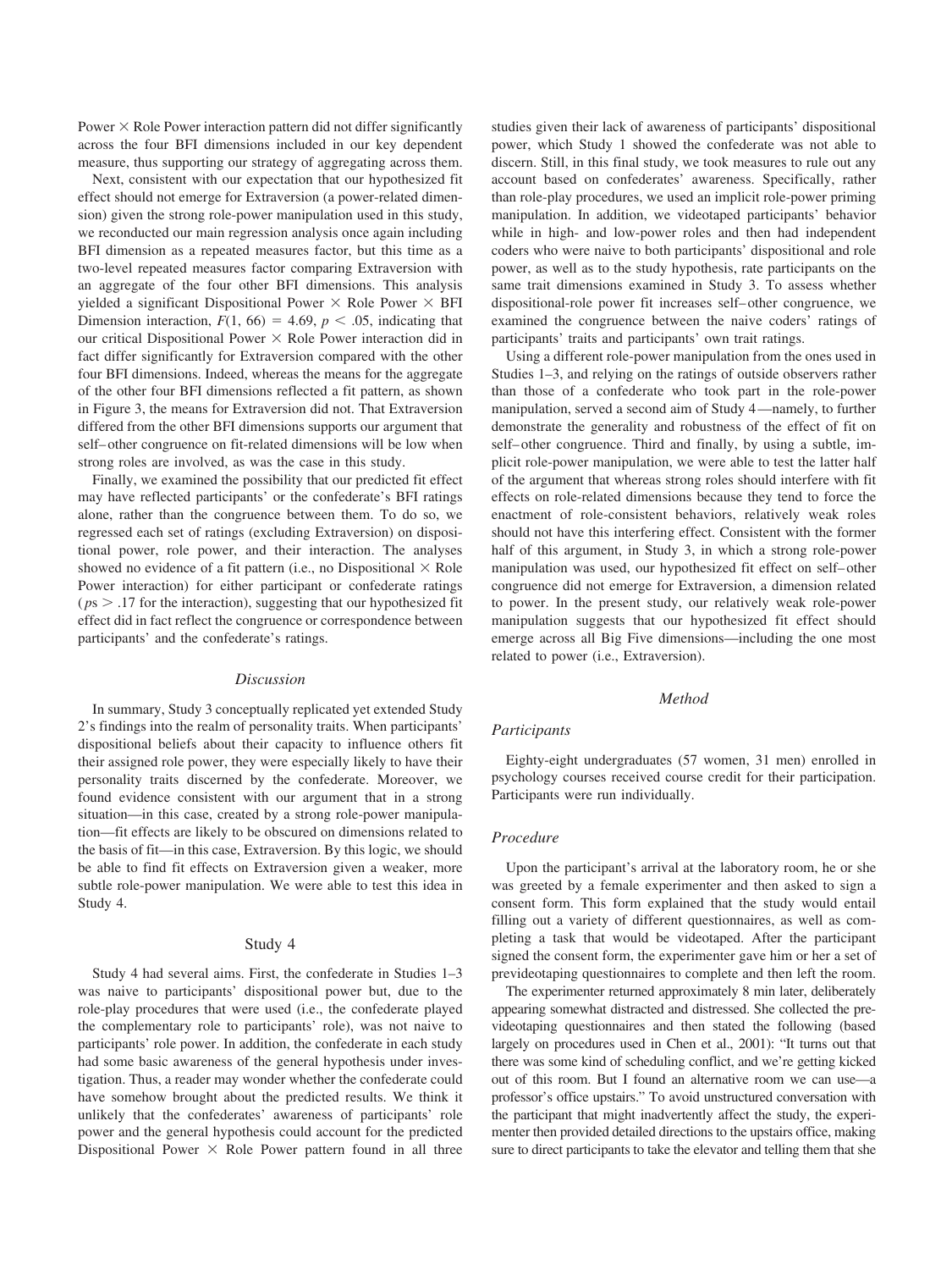Power × Role Power interaction pattern did not differ significantly across the four BFI dimensions included in our key dependent measure, thus supporting our strategy of aggregating across them.

Next, consistent with our expectation that our hypothesized fit effect should not emerge for Extraversion (a power-related dimension) given the strong role-power manipulation used in this study, we reconducted our main regression analysis once again including BFI dimension as a repeated measures factor, but this time as a two-level repeated measures factor comparing Extraversion with an aggregate of the four other BFI dimensions. This analysis yielded a significant Dispositional Power × Role Power × BFI Dimension interaction, $F(1, 66) = 4.69$, $p < .05$, indicating that our critical Dispositional Power × Role Power interaction did in fact differ significantly for Extraversion compared with the other four BFI dimensions. Indeed, whereas the means for the aggregate of the other four BFI dimensions reflected a fit pattern, as shown in Figure 3, the means for Extraversion did not. That Extraversion differed from the other BFI dimensions supports our argument that self–other congruence on fit-related dimensions will be low when strong roles are involved, as was the case in this study.

Finally, we examined the possibility that our predicted fit effect may have reflected participants' or the confederate's BFI ratings alone, rather than the congruence between them. To do so, we regressed each set of ratings (excluding Extraversion) on dispositional power, role power, and their interaction. The analyses showed no evidence of a fit pattern (i.e., no Dispositional × Role Power interaction) for either participant or confederate ratings ($p$s $> .17$ for the interaction), suggesting that our hypothesized fit effect did in fact reflect the congruence or correspondence between participants' and the confederate's ratings.

### *Discussion*

In summary, Study 3 conceptually replicated yet extended Study 2's findings into the realm of personality traits. When participants' dispositional beliefs about their capacity to influence others fit their assigned role power, they were especially likely to have their personality traits discerned by the confederate. Moreover, we found evidence consistent with our argument that in a strong situation—in this case, created by a strong role-power manipulation—fit effects are likely to be obscured on dimensions related to the basis of fit—in this case, Extraversion. By this logic, we should be able to find fit effects on Extraversion given a weaker, more subtle role-power manipulation. We were able to test this idea in Study 4.

## Study 4

Study 4 had several aims. First, the confederate in Studies 1–3 was naive to participants' dispositional power but, due to the role-play procedures that were used (i.e., the confederate played the complementary role to participants' role), was not naive to participants' role power. In addition, the confederate in each study had some basic awareness of the general hypothesis under investigation. Thus, a reader may wonder whether the confederate could have somehow brought about the predicted results. We think it unlikely that the confederates' awareness of participants' role power and the general hypothesis could account for the predicted Dispositional Power × Role Power pattern found in all three studies given their lack of awareness of participants' dispositional power, which Study 1 showed the confederate was not able to discern. Still, in this final study, we took measures to rule out any account based on confederates' awareness. Specifically, rather than role-play procedures, we used an implicit role-power priming manipulation. In addition, we videotaped participants' behavior while in high- and low-power roles and then had independent coders who were naive to both participants' dispositional and role power, as well as to the study hypothesis, rate participants on the same trait dimensions examined in Study 3. To assess whether dispositional-role power fit increases self–other congruence, we examined the congruence between the naive coders' ratings of participants' traits and participants' own trait ratings.

Using a different role-power manipulation from the ones used in Studies 1–3, and relying on the ratings of outside observers rather than those of a confederate who took part in the role-power manipulation, served a second aim of Study 4—namely, to further demonstrate the generality and robustness of the effect of fit on self–other congruence. Third and finally, by using a subtle, implicit role-power manipulation, we were able to test the latter half of the argument that whereas strong roles should interfere with fit effects on role-related dimensions because they tend to force the enactment of role-consistent behaviors, relatively weak roles should not have this interfering effect. Consistent with the former half of this argument, in Study 3, in which a strong role-power manipulation was used, our hypothesized fit effect on self–other congruence did not emerge for Extraversion, a dimension related to power. In the present study, our relatively weak role-power manipulation suggests that our hypothesized fit effect should emerge across all Big Five dimensions—including the one most related to power (i.e., Extraversion).

### *Method*

#### *Participants*

Eighty-eight undergraduates (57 women, 31 men) enrolled in psychology courses received course credit for their participation. Participants were run individually.

#### *Procedure*

Upon the participant's arrival at the laboratory room, he or she was greeted by a female experimenter and then asked to sign a consent form. This form explained that the study would entail filling out a variety of different questionnaires, as well as completing a task that would be videotaped. After the participant signed the consent form, the experimenter gave him or her a set of previdеotaping questionnaires to complete and then left the room.

The experimenter returned approximately 8 min later, deliberately appearing somewhat distracted and distressed. She collected the previdеotaping questionnaires and then stated the following (based largely on procedures used in Chen et al., 2001): "It turns out that there was some kind of scheduling conflict, and we're getting kicked out of this room. But I found an alternative room we can use—a professor's office upstairs." To avoid unstructured conversation with the participant that might inadvertently affect the study, the experimenter then provided detailed directions to the upstairs office, making sure to direct participants to take the elevator and telling them that she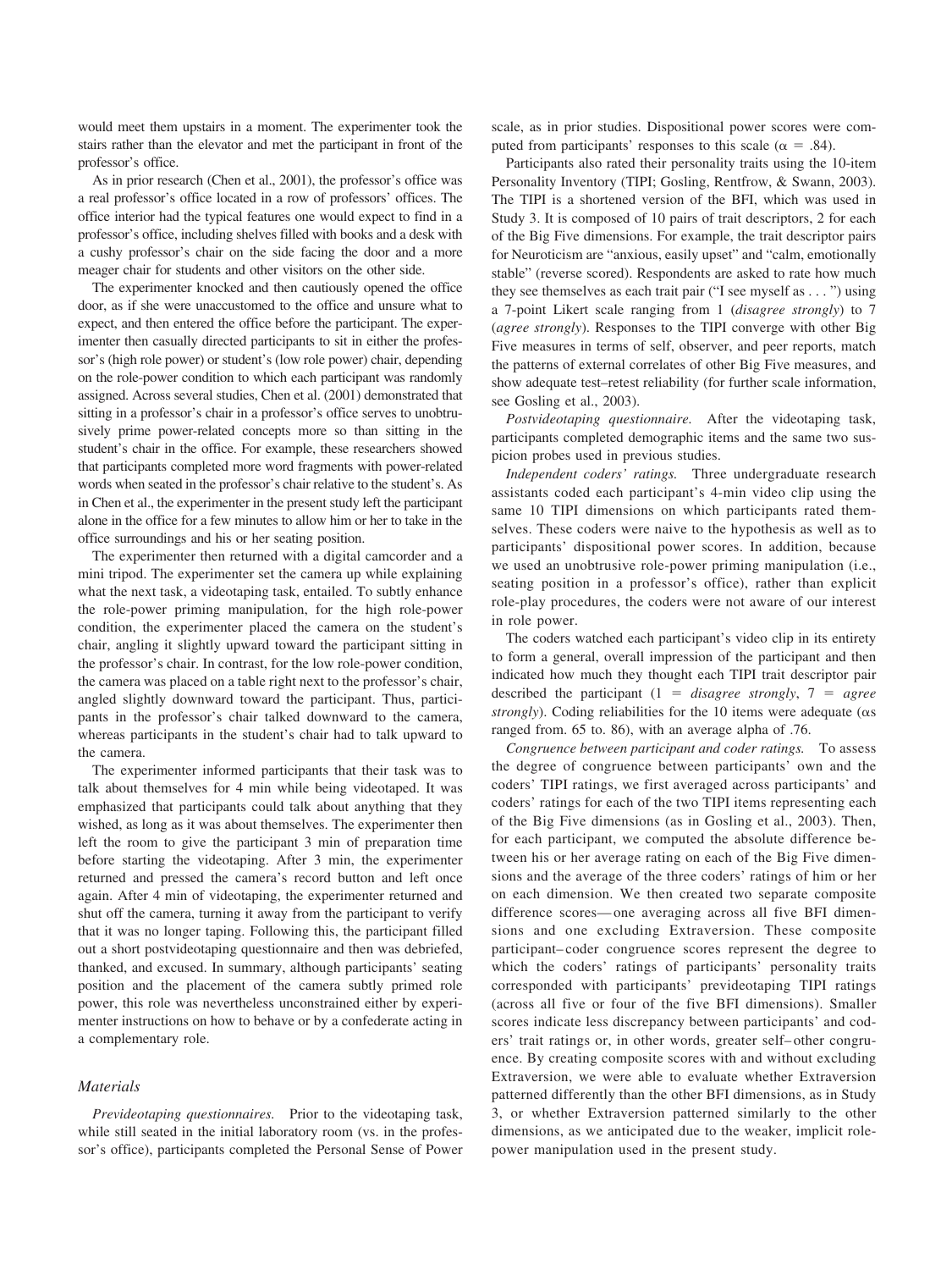would meet them upstairs in a moment. The experimenter took the stairs rather than the elevator and met the participant in front of the professor's office.

As in prior research (Chen et al., 2001), the professor's office was a real professor's office located in a row of professors' offices. The office interior had the typical features one would expect to find in a professor's office, including shelves filled with books and a desk with a cushy professor's chair on the side facing the door and a more meager chair for students and other visitors on the other side.

The experimenter knocked and then cautiously opened the office door, as if she were unaccustomed to the office and unsure what to expect, and then entered the office before the participant. The experimenter then casually directed participants to sit in either the professor's (high role power) or student's (low role power) chair, depending on the role-power condition to which each participant was randomly assigned. Across several studies, Chen et al. (2001) demonstrated that sitting in a professor's chair in a professor's office serves to unobtrusively prime power-related concepts more so than sitting in the student's chair in the office. For example, these researchers showed that participants completed more word fragments with power-related words when seated in the professor's chair relative to the student's. As in Chen et al., the experimenter in the present study left the participant alone in the office for a few minutes to allow him or her to take in the office surroundings and his or her seating position.

The experimenter then returned with a digital camcorder and a mini tripod. The experimenter set the camera up while explaining what the next task, a videotaping task, entailed. To subtly enhance the role-power priming manipulation, for the high role-power condition, the experimenter placed the camera on the student's chair, angling it slightly upward toward the participant sitting in the professor's chair. In contrast, for the low role-power condition, the camera was placed on a table right next to the professor's chair, angled slightly downward toward the participant. Thus, participants in the professor's chair talked downward to the camera, whereas participants in the student's chair had to talk upward to the camera.

The experimenter informed participants that their task was to talk about themselves for 4 min while being videotaped. It was emphasized that participants could talk about anything that they wished, as long as it was about themselves. The experimenter then left the room to give the participant 3 min of preparation time before starting the videotaping. After 3 min, the experimenter returned and pressed the camera's record button and left once again. After 4 min of videotaping, the experimenter returned and shut off the camera, turning it away from the participant to verify that it was no longer taping. Following this, the participant filled out a short postvideotaping questionnaire and then was debriefed, thanked, and excused. In summary, although participants' seating position and the placement of the camera subtly primed role power, this role was nevertheless unconstrained either by experimenter instructions on how to behave or by a confederate acting in a complementary role.

### Materials

*Previdetaping questionnaires.* Prior to the videotaping task, while still seated in the initial laboratory room (vs. in the professor's office), participants completed the Personal Sense of Power scale, as in prior studies. Dispositional power scores were computed from participants' responses to this scale ($\alpha = .84$).

Participants also rated their personality traits using the 10-item Personality Inventory (TIPI; Gosling, Rentfrow, & Swann, 2003). The TIPI is a shortened version of the BFI, which was used in Study 3. It is composed of 10 pairs of trait descriptors, 2 for each of the Big Five dimensions. For example, the trait descriptor pairs for Neuroticism are "anxious, easily upset" and "calm, emotionally stable" (reverse scored). Respondents are asked to rate how much they see themselves as each trait pair ("I see myself as . . . ") using a 7-point Likert scale ranging from 1 (*disagree strongly*) to 7 (*agree strongly*). Responses to the TIPI converge with other Big Five measures in terms of self, observer, and peer reports, match the patterns of external correlates of other Big Five measures, and show adequate test–retest reliability (for further scale information, see Gosling et al., 2003).

*Postvideotaping questionnaire.* After the videotaping task, participants completed demographic items and the same two suspicion probes used in previous studies.

*Independent coders' ratings.* Three undergraduate research assistants coded each participant's 4-min video clip using the same 10 TIPI dimensions on which participants rated themselves. These coders were naive to the hypothesis as well as to participants' dispositional power scores. In addition, because we used an unobtrusive role-power priming manipulation (i.e., seating position in a professor's office), rather than explicit role-play procedures, the coders were not aware of our interest in role power.

The coders watched each participant's video clip in its entirety to form a general, overall impression of the participant and then indicated how much they thought each TIPI trait descriptor pair described the participant (1 = *disagree strongly*, 7 = *agree strongly*). Coding reliabilities for the 10 items were adequate ($\alpha$s ranged from. 65 to. 86), with an average alpha of .76.

*Congruence between participant and coder ratings.* To assess the degree of congruence between participants' own and the coders' TIPI ratings, we first averaged across participants' and coders' ratings for each of the two TIPI items representing each of the Big Five dimensions (as in Gosling et al., 2003). Then, for each participant, we computed the absolute difference between his or her average rating on each of the Big Five dimensions and the average of the three coders' ratings of him or her on each dimension. We then created two separate composite difference scores—one averaging across all five BFI dimensions and one excluding Extraversion. These composite participant–coder congruence scores represent the degree to which the coders' ratings of participants' personality traits corresponded with participants' previdetaping TIPI ratings (across all five or four of the five BFI dimensions). Smaller scores indicate less discrepancy between participants' and coders' trait ratings or, in other words, greater self–other congruence. By creating composite scores with and without excluding Extraversion, we were able to evaluate whether Extraversion patterned differently than the other BFI dimensions, as in Study 3, or whether Extraversion patterned similarly to the other dimensions, as we anticipated due to the weaker, implicit role-power manipulation used in the present study.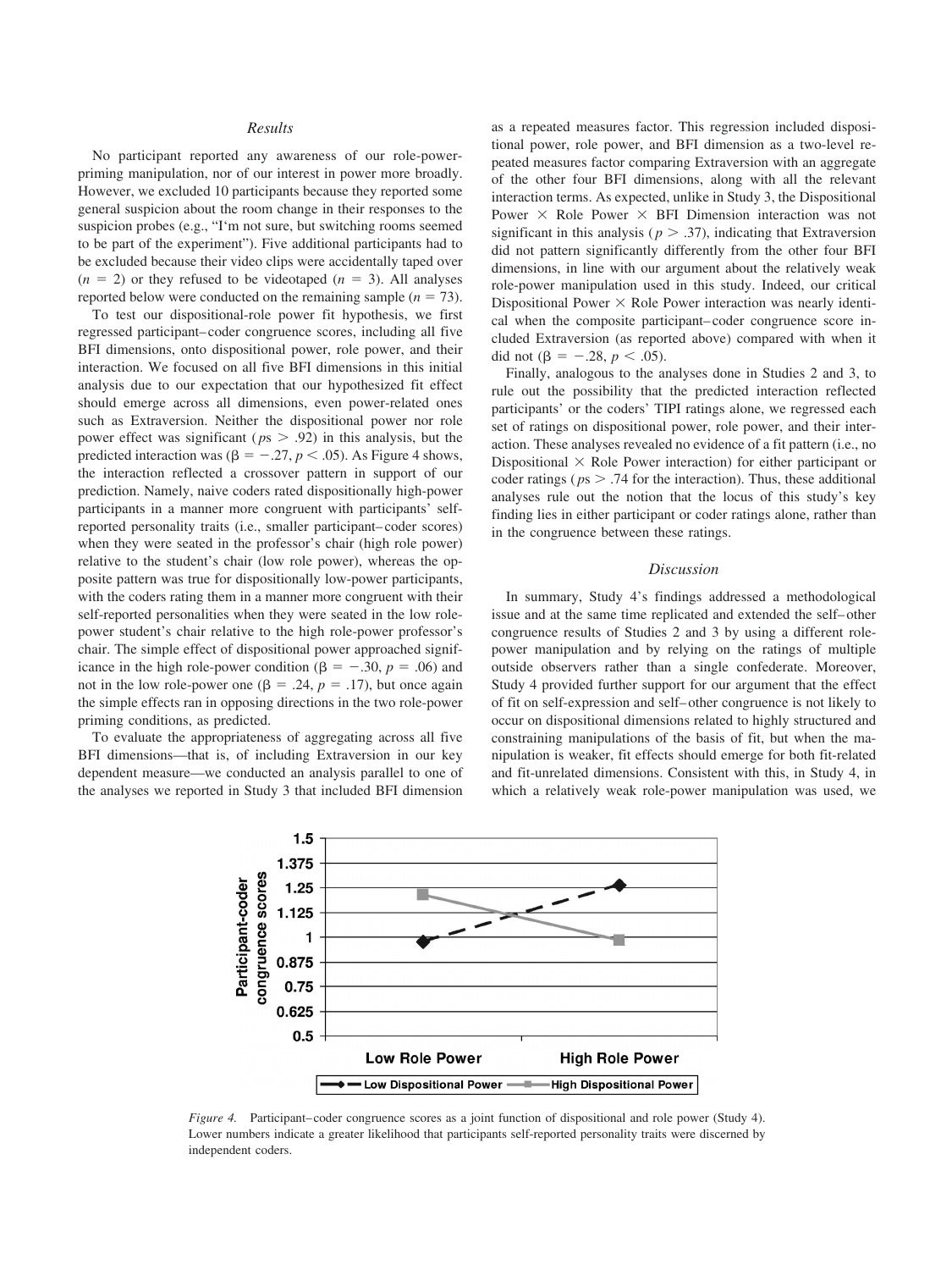### *Results*

No participant reported any awareness of our role-power-priming manipulation, nor of our interest in power more broadly. However, we excluded 10 participants because they reported some general suspicion about the room change in their responses to the suspicion probes (e.g., "I'm not sure, but switching rooms seemed to be part of the experiment"). Five additional participants had to be excluded because their video clips were accidentally taped over ($n = 2$) or they refused to be videotaped ($n = 3$). All analyses reported below were conducted on the remaining sample ($n = 73$).

To test our dispositional-role power fit hypothesis, we first regressed participant–coder congruence scores, including all five BFI dimensions, onto dispositional power, role power, and their interaction. We focused on all five BFI dimensions in this initial analysis due to our expectation that our hypothesized fit effect should emerge across all dimensions, even power-related ones such as Extraversion. Neither the dispositional power nor role power effect was significant ($ps > .92$) in this analysis, but the predicted interaction was ($\beta = -.27$, $p < .05$). As Figure 4 shows, the interaction reflected a crossover pattern in support of our prediction. Namely, naive coders rated dispositionally high-power participants in a manner more congruent with participants' self-reported personality traits (i.e., smaller participant–coder scores) when they were seated in the professor's chair (high role power) relative to the student's chair (low role power), whereas the opposite pattern was true for dispositionally low-power participants, with the coders rating them in a manner more congruent with their self-reported personalities when they were seated in the low role-power student's chair relative to the high role-power professor's chair. The simple effect of dispositional power approached significance in the high role-power condition ($\beta = -.30$, $p = .06$) and not in the low role-power one ($\beta = .24$, $p = .17$), but once again the simple effects ran in opposing directions in the two role-power priming conditions, as predicted.

To evaluate the appropriateness of aggregating across all five BFI dimensions—that is, of including Extraversion in our key dependent measure—we conducted an analysis parallel to one of the analyses we reported in Study 3 that included BFI dimension as a repeated measures factor. This regression included dispositional power, role power, and BFI dimension as a two-level repeated measures factor comparing Extraversion with an aggregate of the other four BFI dimensions, along with all the relevant interaction terms. As expected, unlike in Study 3, the Dispositional Power × Role Power × BFI Dimension interaction was not significant in this analysis ($p > .37$), indicating that Extraversion did not pattern significantly differently from the other four BFI dimensions, in line with our argument about the relatively weak role-power manipulation used in this study. Indeed, our critical Dispositional Power × Role Power interaction was nearly identical when the composite participant–coder congruence score included Extraversion (as reported above) compared with when it did not ($\beta = -.28$, $p < .05$).

Finally, analogous to the analyses done in Studies 2 and 3, to rule out the possibility that the predicted interaction reflected participants' or the coders' TIPI ratings alone, we regressed each set of ratings on dispositional power, role power, and their interaction. These analyses revealed no evidence of a fit pattern (i.e., no Dispositional × Role Power interaction) for either participant or coder ratings ($ps > .74$ for the interaction). Thus, these additional analyses rule out the notion that the locus of this study's key finding lies in either participant or coder ratings alone, rather than in the congruence between these ratings.

### *Discussion*

In summary, Study 4's findings addressed a methodological issue and at the same time replicated and extended the self–other congruence results of Studies 2 and 3 by using a different role-power manipulation and by relying on the ratings of multiple outside observers rather than a single confederate. Moreover, Study 4 provided further support for our argument that the effect of fit on self-expression and self–other congruence is not likely to occur on dispositional dimensions related to highly structured and constraining manipulations of the basis of fit, but when the manipulation is weaker, fit effects should emerge for both fit-related and fit-unrelated dimensions. Consistent with this, in Study 4, in which a relatively weak role-power manipulation was used, we

*Figure 4.* Participant–coder congruence scores as a joint function of dispositional and role power (Study 4). Lower numbers indicate a greater likelihood that participants self-reported personality traits were discerned by independent coders.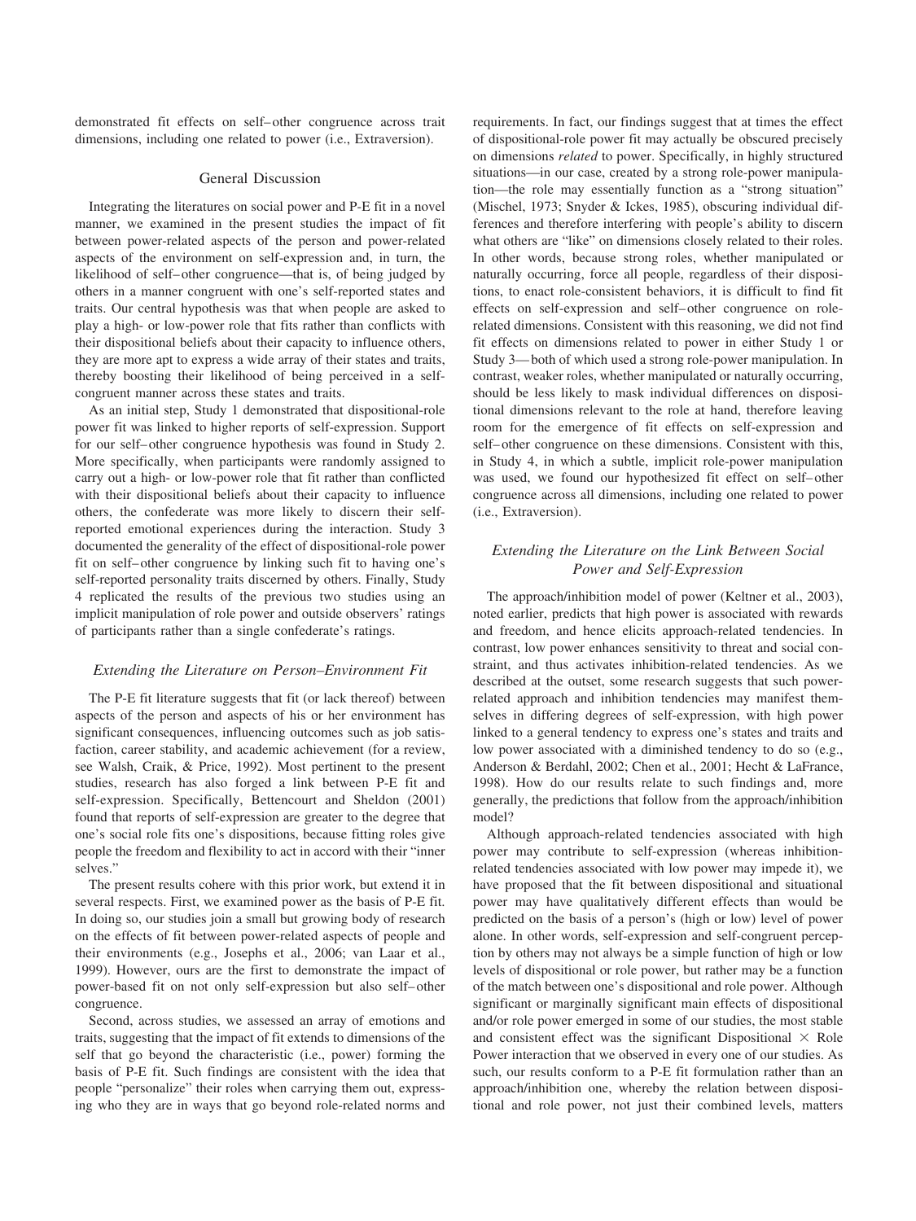demonstrated fit effects on self–other congruence across trait dimensions, including one related to power (i.e., Extraversion).

## General Discussion

Integrating the literatures on social power and P-E fit in a novel manner, we examined in the present studies the impact of fit between power-related aspects of the person and power-related aspects of the environment on self-expression and, in turn, the likelihood of self–other congruence—that is, of being judged by others in a manner congruent with one's self-reported states and traits. Our central hypothesis was that when people are asked to play a high- or low-power role that fits rather than conflicts with their dispositional beliefs about their capacity to influence others, they are more apt to express a wide array of their states and traits, thereby boosting their likelihood of being perceived in a self-congruent manner across these states and traits.

As an initial step, Study 1 demonstrated that dispositional-role power fit was linked to higher reports of self-expression. Support for our self–other congruence hypothesis was found in Study 2. More specifically, when participants were randomly assigned to carry out a high- or low-power role that fit rather than conflicted with their dispositional beliefs about their capacity to influence others, the confederate was more likely to discern their self-reported emotional experiences during the interaction. Study 3 documented the generality of the effect of dispositional-role power fit on self–other congruence by linking such fit to having one's self-reported personality traits discerned by others. Finally, Study 4 replicated the results of the previous two studies using an implicit manipulation of role power and outside observers' ratings of participants rather than a single confederate's ratings.

### *Extending the Literature on Person–Environment Fit*

The P-E fit literature suggests that fit (or lack thereof) between aspects of the person and aspects of his or her environment has significant consequences, influencing outcomes such as job satisfaction, career stability, and academic achievement (for a review, see Walsh, Craik, & Price, 1992). Most pertinent to the present studies, research has also forged a link between P-E fit and self-expression. Specifically, Bettencourt and Sheldon (2001) found that reports of self-expression are greater to the degree that one's social role fits one's dispositions, because fitting roles give people the freedom and flexibility to act in accord with their "inner selves."

The present results cohere with this prior work, but extend it in several respects. First, we examined power as the basis of P-E fit. In doing so, our studies join a small but growing body of research on the effects of fit between power-related aspects of people and their environments (e.g., Josephs et al., 2006; van Laar et al., 1999). However, ours are the first to demonstrate the impact of power-based fit on not only self-expression but also self–other congruence.

Second, across studies, we assessed an array of emotions and traits, suggesting that the impact of fit extends to dimensions of the self that go beyond the characteristic (i.e., power) forming the basis of P-E fit. Such findings are consistent with the idea that people "personalize" their roles when carrying them out, expressing who they are in ways that go beyond role-related norms and requirements. In fact, our findings suggest that at times the effect of dispositional-role power fit may actually be obscured precisely on dimensions *related* to power. Specifically, in highly structured situations—in our case, created by a strong role-power manipulation—the role may essentially function as a "strong situation" (Mischel, 1973; Snyder & Ickes, 1985), obscuring individual differences and therefore interfering with people's ability to discern what others are "like" on dimensions closely related to their roles. In other words, because strong roles, whether manipulated or naturally occurring, force all people, regardless of their dispositions, to enact role-consistent behaviors, it is difficult to find fit effects on self-expression and self–other congruence on role-related dimensions. Consistent with this reasoning, we did not find fit effects on dimensions related to power in either Study 1 or Study 3—both of which used a strong role-power manipulation. In contrast, weaker roles, whether manipulated or naturally occurring, should be less likely to mask individual differences on dispositional dimensions relevant to the role at hand, therefore leaving room for the emergence of fit effects on self-expression and self–other congruence on these dimensions. Consistent with this, in Study 4, in which a subtle, implicit role-power manipulation was used, we found our hypothesized fit effect on self–other congruence across all dimensions, including one related to power (i.e., Extraversion).

### *Extending the Literature on the Link Between Social Power and Self-Expression*

The approach/inhibition model of power (Keltner et al., 2003), noted earlier, predicts that high power is associated with rewards and freedom, and hence elicits approach-related tendencies. In contrast, low power enhances sensitivity to threat and social constraint, and thus activates inhibition-related tendencies. As we described at the outset, some research suggests that such power-related approach and inhibition tendencies may manifest themselves in differing degrees of self-expression, with high power linked to a general tendency to express one's states and traits and low power associated with a diminished tendency to do so (e.g., Anderson & Berdahl, 2002; Chen et al., 2001; Hecht & LaFrance, 1998). How do our results relate to such findings and, more generally, the predictions that follow from the approach/inhibition model?

Although approach-related tendencies associated with high power may contribute to self-expression (whereas inhibition-related tendencies associated with low power may impede it), we have proposed that the fit between dispositional and situational power may have qualitatively different effects than would be predicted on the basis of a person's (high or low) level of power alone. In other words, self-expression and self-congruent perception by others may not always be a simple function of high or low levels of dispositional or role power, but rather may be a function of the match between one's dispositional and role power. Although significant or marginally significant main effects of dispositional and/or role power emerged in some of our studies, the most stable and consistent effect was the significant Dispositional $\times$ Role Power interaction that we observed in every one of our studies. As such, our results conform to a P-E fit formulation rather than an approach/inhibition one, whereby the relation between dispositional and role power, not just their combined levels, matters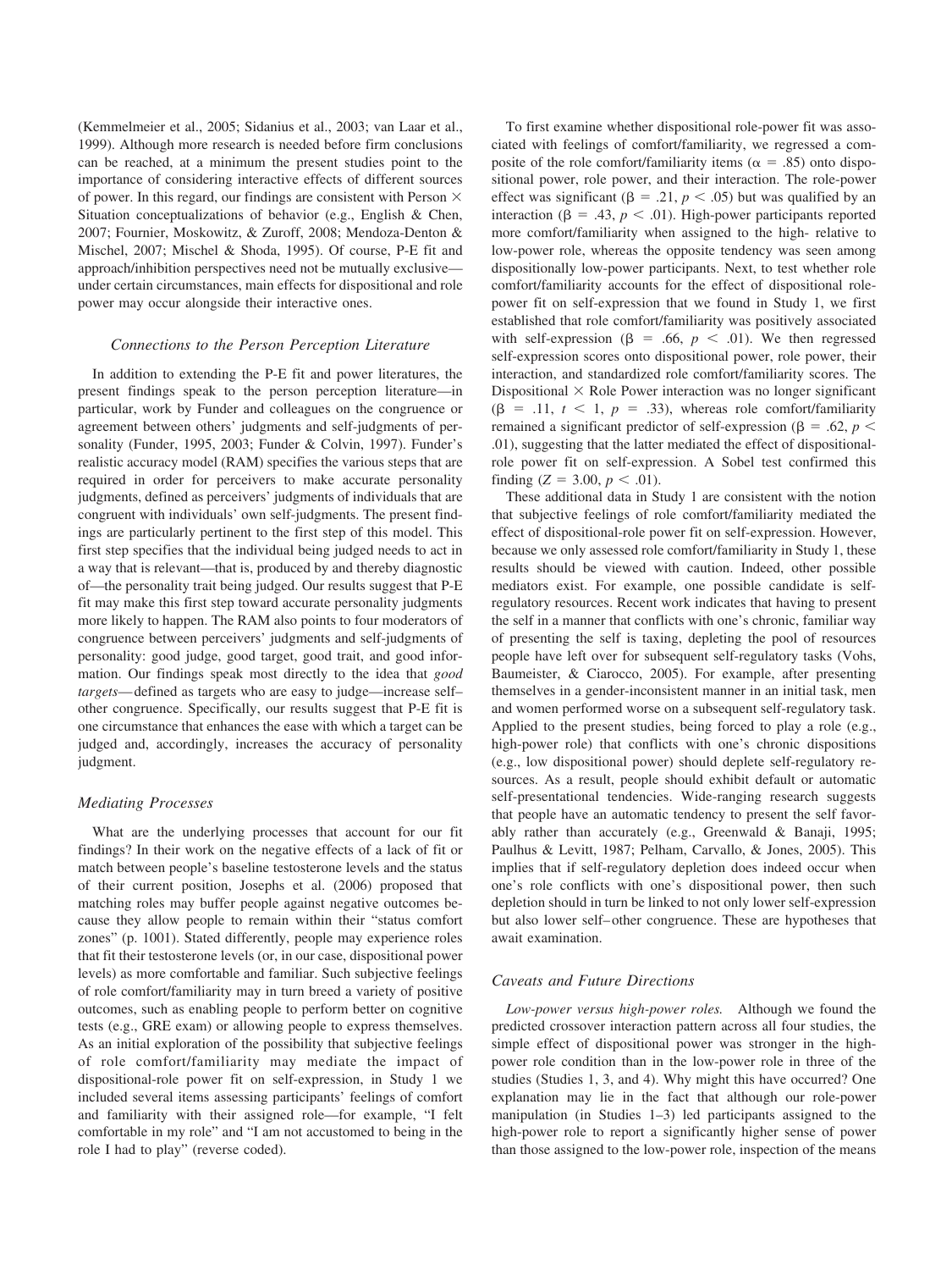(Kemmelmeier et al., 2005; Sidanius et al., 2003; van Laar et al., 1999). Although more research is needed before firm conclusions can be reached, at a minimum the present studies point to the importance of considering interactive effects of different sources of power. In this regard, our findings are consistent with Person × Situation conceptualizations of behavior (e.g., English & Chen, 2007; Fournier, Moskowitz, & Zuroff, 2008; Mendoza-Denton & Mischel, 2007; Mischel & Shoda, 1995). Of course, P-E fit and approach/inhibition perspectives need not be mutually exclusive—under certain circumstances, main effects for dispositional and role power may occur alongside their interactive ones.

### *Connections to the Person Perception Literature*

In addition to extending the P-E fit and power literatures, the present findings speak to the person perception literature—in particular, work by Funder and colleagues on the congruence or agreement between others' judgments and self-judgments of personality (Funder, 1995, 2003; Funder & Colvin, 1997). Funder's realistic accuracy model (RAM) specifies the various steps that are required in order for perceivers to make accurate personality judgments, defined as perceivers' judgments of individuals that are congruent with individuals' own self-judgments. The present findings are particularly pertinent to the first step of this model. This first step specifies that the individual being judged needs to act in a way that is relevant—that is, produced by and thereby diagnostic of—the personality trait being judged. Our results suggest that P-E fit may make this first step toward accurate personality judgments more likely to happen. The RAM also points to four moderators of congruence between perceivers' judgments and self-judgments of personality: good judge, good target, good trait, and good information. Our findings speak most directly to the idea that *good targets*—defined as targets who are easy to judge—increase self–other congruence. Specifically, our results suggest that P-E fit is one circumstance that enhances the ease with which a target can be judged and, accordingly, increases the accuracy of personality judgment.

### *Mediating Processes*

What are the underlying processes that account for our fit findings? In their work on the negative effects of a lack of fit or match between people's baseline testosterone levels and the status of their current position, Josephs et al. (2006) proposed that matching roles may buffer people against negative outcomes because they allow people to remain within their "status comfort zones" (p. 1001). Stated differently, people may experience roles that fit their testosterone levels (or, in our case, dispositional power levels) as more comfortable and familiar. Such subjective feelings of role comfort/familiarity may in turn breed a variety of positive outcomes, such as enabling people to perform better on cognitive tests (e.g., GRE exam) or allowing people to express themselves. As an initial exploration of the possibility that subjective feelings of role comfort/familiarity may mediate the impact of dispositional-role power fit on self-expression, in Study 1 we included several items assessing participants' feelings of comfort and familiarity with their assigned role—for example, "I felt comfortable in my role" and "I am not accustomed to being in the role I had to play" (reverse coded).

To first examine whether dispositional role-power fit was associated with feelings of comfort/familiarity, we regressed a composite of the role comfort/familiarity items ($\alpha = .85$) onto dispositional power, role power, and their interaction. The role-power effect was significant ($\beta = .21$, $p < .05$) but was qualified by an interaction ($\beta = .43$, $p < .01$). High-power participants reported more comfort/familiarity when assigned to the high- relative to low-power role, whereas the opposite tendency was seen among dispositionally low-power participants. Next, to test whether role comfort/familiarity accounts for the effect of dispositional role-power fit on self-expression that we found in Study 1, we first established that role comfort/familiarity was positively associated with self-expression ($\beta = .66$, $p < .01$). We then regressed self-expression scores onto dispositional power, role power, their interaction, and standardized role comfort/familiarity scores. The Dispositional × Role Power interaction was no longer significant ($\beta = .11$, $t < 1$, $p = .33$), whereas role comfort/familiarity remained a significant predictor of self-expression ($\beta = .62$, $p < .01$), suggesting that the latter mediated the effect of dispositional-role power fit on self-expression. A Sobel test confirmed this finding ($Z = 3.00$, $p < .01$).

These additional data in Study 1 are consistent with the notion that subjective feelings of role comfort/familiarity mediated the effect of dispositional-role power fit on self-expression. However, because we only assessed role comfort/familiarity in Study 1, these results should be viewed with caution. Indeed, other possible mediators exist. For example, one possible candidate is self-regulatory resources. Recent work indicates that having to present the self in a manner that conflicts with one's chronic, familiar way of presenting the self is taxing, depleting the pool of resources people have left over for subsequent self-regulatory tasks (Vohs, Baumeister, & Ciarocco, 2005). For example, after presenting themselves in a gender-inconsistent manner in an initial task, men and women performed worse on a subsequent self-regulatory task. Applied to the present studies, being forced to play a role (e.g., high-power role) that conflicts with one's chronic dispositions (e.g., low dispositional power) should deplete self-regulatory resources. As a result, people should exhibit default or automatic self-presentational tendencies. Wide-ranging research suggests that people have an automatic tendency to present the self favorably rather than accurately (e.g., Greenwald & Banaji, 1995; Paulhus & Levitt, 1987; Pelham, Carvallo, & Jones, 2005). This implies that if self-regulatory depletion does indeed occur when one's role conflicts with one's dispositional power, then such depletion should in turn be linked to not only lower self-expression but also lower self–other congruence. These are hypotheses that await examination.

### *Caveats and Future Directions*

*Low-power versus high-power roles.* Although we found the predicted crossover interaction pattern across all four studies, the simple effect of dispositional power was stronger in the high-power role condition than in the low-power role in three of the studies (Studies 1, 3, and 4). Why might this have occurred? One explanation may lie in the fact that although our role-power manipulation (in Studies 1–3) led participants assigned to the high-power role to report a significantly higher sense of power than those assigned to the low-power role, inspection of the means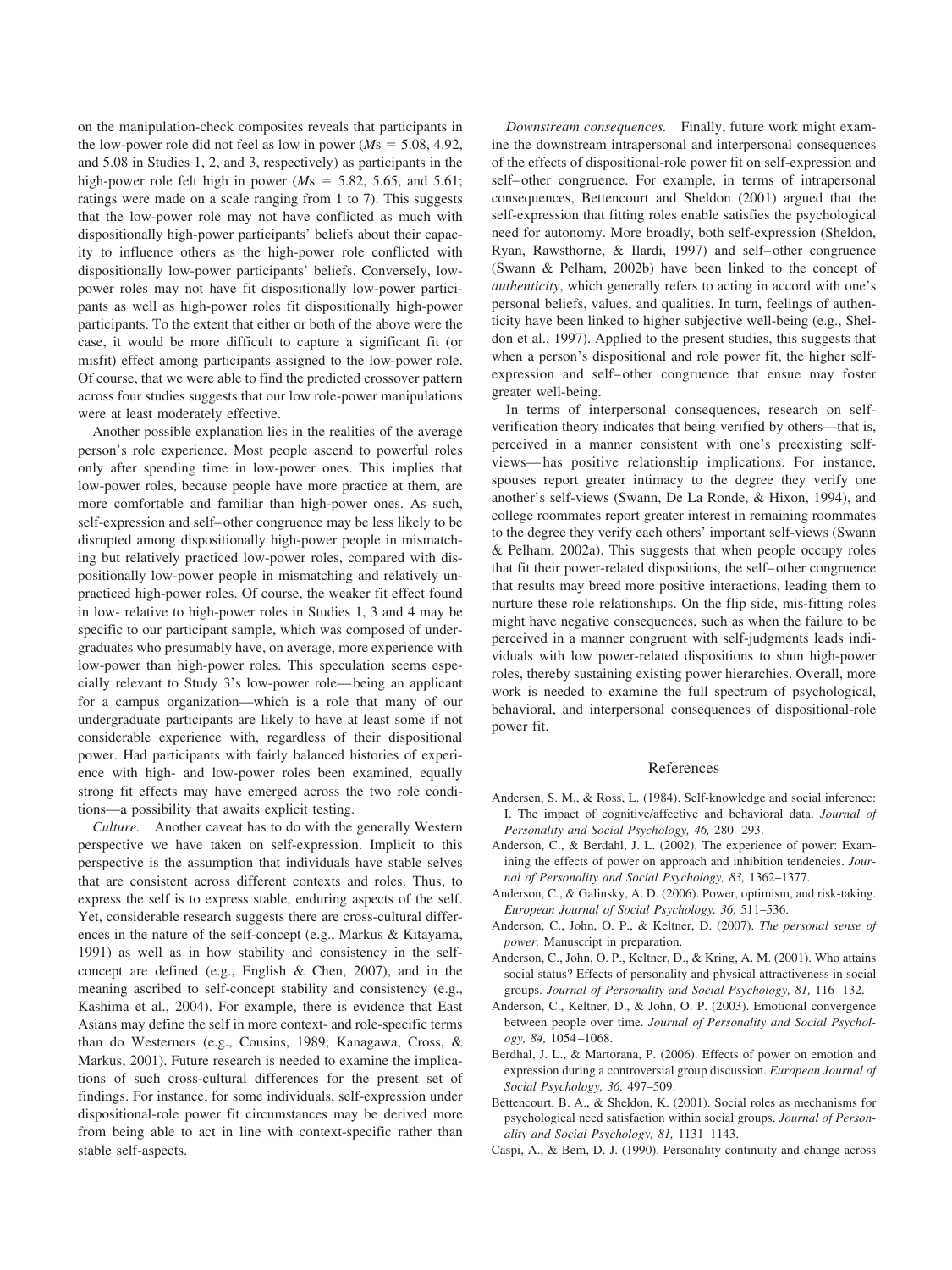on the manipulation-check composites reveals that participants in the low-power role did not feel as low in power ($M$s = 5.08, 4.92, and 5.08 in Studies 1, 2, and 3, respectively) as participants in the high-power role felt high in power ($M$s = 5.82, 5.65, and 5.61; ratings were made on a scale ranging from 1 to 7). This suggests that the low-power role may not have conflicted as much with dispositionally high-power participants' beliefs about their capacity to influence others as the high-power role conflicted with dispositionally low-power participants' beliefs. Conversely, low-power roles may not have fit dispositionally low-power participants as well as high-power roles fit dispositionally high-power participants. To the extent that either or both of the above were the case, it would be more difficult to capture a significant fit (or misfit) effect among participants assigned to the low-power role. Of course, that we were able to find the predicted crossover pattern across four studies suggests that our low role-power manipulations were at least moderately effective.

Another possible explanation lies in the realities of the average person's role experience. Most people ascend to powerful roles only after spending time in low-power ones. This implies that low-power roles, because people have more practice at them, are more comfortable and familiar than high-power ones. As such, self-expression and self–other congruence may be less likely to be disrupted among dispositionally high-power people in mismatching but relatively practiced low-power roles, compared with dispositionally low-power people in mismatching and relatively unpracticed high-power roles. Of course, the weaker fit effect found in low- relative to high-power roles in Studies 1, 3 and 4 may be specific to our participant sample, which was composed of undergraduates who presumably have, on average, more experience with low-power than high-power roles. This speculation seems especially relevant to Study 3's low-power role—being an applicant for a campus organization—which is a role that many of our undergraduate participants are likely to have at least some if not considerable experience with, regardless of their dispositional power. Had participants with fairly balanced histories of experience with high- and low-power roles been examined, equally strong fit effects may have emerged across the two role conditions—a possibility that awaits explicit testing.

*Culture.* Another caveat has to do with the generally Western perspective we have taken on self-expression. Implicit to this perspective is the assumption that individuals have stable selves that are consistent across different contexts and roles. Thus, to express the self is to express stable, enduring aspects of the self. Yet, considerable research suggests there are cross-cultural differences in the nature of the self-concept (e.g., Markus & Kitayama, 1991) as well as in how stability and consistency in the self-concept are defined (e.g., English & Chen, 2007), and in the meaning ascribed to self-concept stability and consistency (e.g., Kashima et al., 2004). For example, there is evidence that East Asians may define the self in more context- and role-specific terms than do Westerners (e.g., Cousins, 1989; Kanagawa, Cross, & Markus, 2001). Future research is needed to examine the implications of such cross-cultural differences for the present set of findings. For instance, for some individuals, self-expression under dispositional-role power fit circumstances may be derived more from being able to act in line with context-specific rather than stable self-aspects.

*Downstream consequences.* Finally, future work might examine the downstream intrapersonal and interpersonal consequences of the effects of dispositional-role power fit on self-expression and self–other congruence. For example, in terms of intrapersonal consequences, Bettencourt and Sheldon (2001) argued that the self-expression that fitting roles enable satisfies the psychological need for autonomy. More broadly, both self-expression (Sheldon, Ryan, Rawsthorne, & Ilardi, 1997) and self–other congruence (Swann & Pelham, 2002b) have been linked to the concept of *authenticity*, which generally refers to acting in accord with one's personal beliefs, values, and qualities. In turn, feelings of authenticity have been linked to higher subjective well-being (e.g., Sheldon et al., 1997). Applied to the present studies, this suggests that when a person's dispositional and role power fit, the higher self-expression and self–other congruence that ensue may foster greater well-being.

In terms of interpersonal consequences, research on self-verification theory indicates that being verified by others—that is, perceived in a manner consistent with one's preexisting self-views—has positive relationship implications. For instance, spouses report greater intimacy to the degree they verify one another's self-views (Swann, De La Ronde, & Hixon, 1994), and college roommates report greater interest in remaining roommates to the degree they verify each others' important self-views (Swann & Pelham, 2002a). This suggests that when people occupy roles that fit their power-related dispositions, the self–other congruence that results may breed more positive interactions, leading them to nurture these role relationships. On the flip side, mis-fitting roles might have negative consequences, such as when the failure to be perceived in a manner congruent with self-judgments leads individuals with low power-related dispositions to shun high-power roles, thereby sustaining existing power hierarchies. Overall, more work is needed to examine the full spectrum of psychological, behavioral, and interpersonal consequences of dispositional-role power fit.

## References

Andersen, S. M., & Ross, L. (1984). Self-knowledge and social inference: I. The impact of cognitive/affective and behavioral data. *Journal of Personality and Social Psychology, 46,* 280–293.

Anderson, C., & Berdahl, J. L. (2002). The experience of power: Examining the effects of power on approach and inhibition tendencies. *Journal of Personality and Social Psychology, 83,* 1362–1377.

Anderson, C., & Galinsky, A. D. (2006). Power, optimism, and risk-taking. *European Journal of Social Psychology, 36,* 511–536.

Anderson, C., John, O. P., & Keltner, D. (2007). *The personal sense of power.* Manuscript in preparation.

Anderson, C., John, O. P., Keltner, D., & Kring, A. M. (2001). Who attains social status? Effects of personality and physical attractiveness in social groups. *Journal of Personality and Social Psychology, 81,* 116–132.

Anderson, C., Keltner, D., & John, O. P. (2003). Emotional convergence between people over time. *Journal of Personality and Social Psychology, 84,* 1054–1068.

Berdhal, J. L., & Martorana, P. (2006). Effects of power on emotion and expression during a controversial group discussion. *European Journal of Social Psychology, 36,* 497–509.

Bettencourt, B. A., & Sheldon, K. (2001). Social roles as mechanisms for psychological need satisfaction within social groups. *Journal of Personality and Social Psychology, 81,* 1131–1143.

Caspi, A., & Bem, D. J. (1990). Personality continuity and change across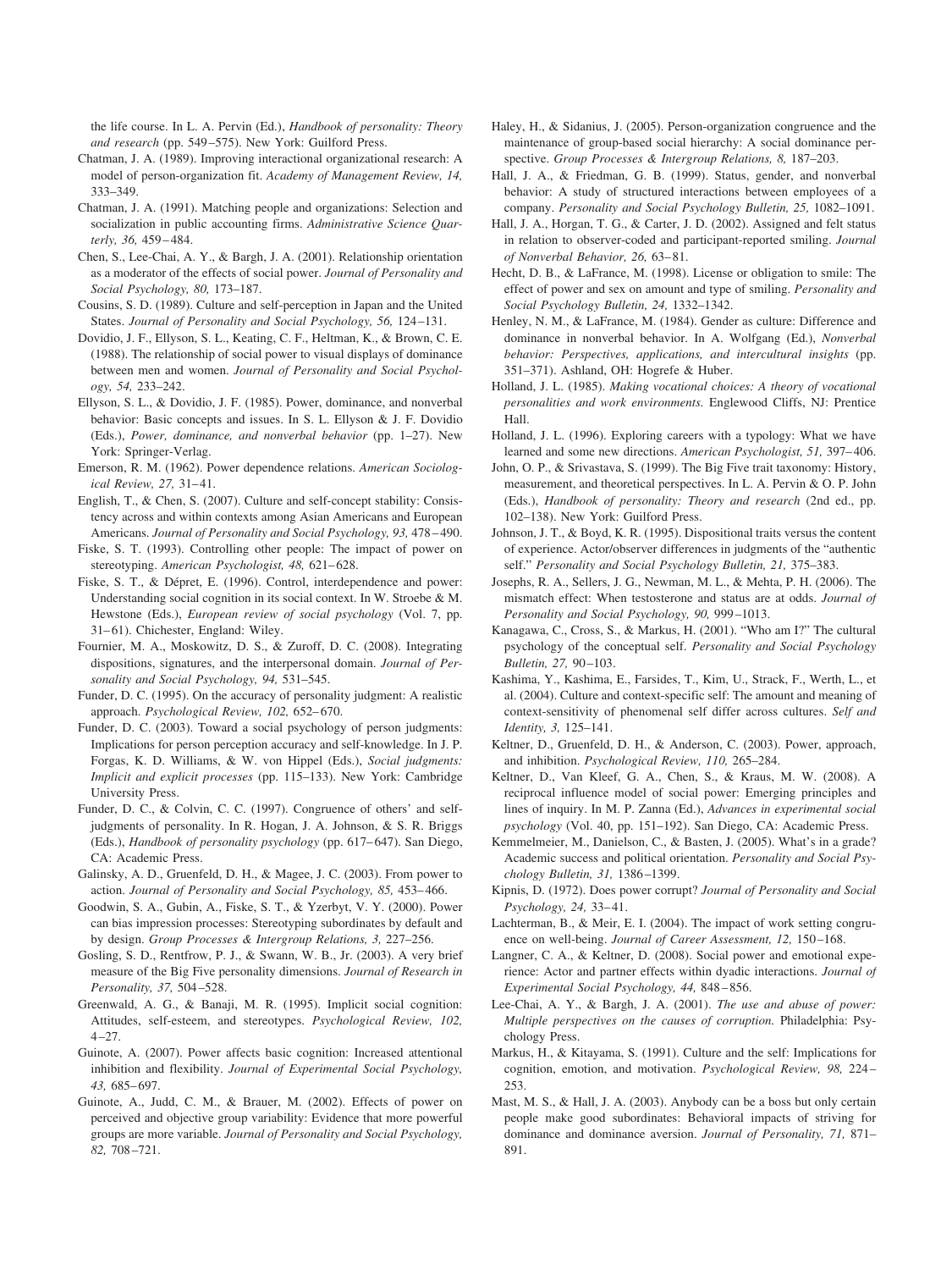the life course. In L. A. Pervin (Ed.), *Handbook of personality: Theory and research* (pp. 549–575). New York: Guilford Press.

Chatman, J. A. (1989). Improving interactional organizational research: A model of person-organization fit. *Academy of Management Review, 14,* 333–349.

Chatman, J. A. (1991). Matching people and organizations: Selection and socialization in public accounting firms. *Administrative Science Quarterly, 36,* 459–484.

Chen, S., Lee-Chai, A. Y., & Bargh, J. A. (2001). Relationship orientation as a moderator of the effects of social power. *Journal of Personality and Social Psychology, 80,* 173–187.

Cousins, S. D. (1989). Culture and self-perception in Japan and the United States. *Journal of Personality and Social Psychology, 56,* 124–131.

Dovidio, J. F., Ellyson, S. L., Keating, C. F., Heltman, K., & Brown, C. E. (1988). The relationship of social power to visual displays of dominance between men and women. *Journal of Personality and Social Psychology, 54,* 233–242.

Ellyson, S. L., & Dovidio, J. F. (1985). Power, dominance, and nonverbal behavior: Basic concepts and issues. In S. L. Ellyson & J. F. Dovidio (Eds.), *Power, dominance, and nonverbal behavior* (pp. 1–27). New York: Springer-Verlag.

Emerson, R. M. (1962). Power dependence relations. *American Sociological Review, 27,* 31–41.

English, T., & Chen, S. (2007). Culture and self-concept stability: Consistency across and within contexts among Asian Americans and European Americans. *Journal of Personality and Social Psychology, 93,* 478–490.

Fiske, S. T. (1993). Controlling other people: The impact of power on stereotyping. *American Psychologist, 48,* 621–628.

Fiske, S. T., & Dépret, E. (1996). Control, interdependence and power: Understanding social cognition in its social context. In W. Stroebe & M. Hewstone (Eds.), *European review of social psychology* (Vol. 7, pp. 31–61). Chichester, England: Wiley.

Fournier, M. A., Moskowitz, D. S., & Zuroff, D. C. (2008). Integrating dispositions, signatures, and the interpersonal domain. *Journal of Personality and Social Psychology, 94,* 531–545.

Funder, D. C. (1995). On the accuracy of personality judgment: A realistic approach. *Psychological Review, 102,* 652–670.

Funder, D. C. (2003). Toward a social psychology of person judgments: Implications for person perception accuracy and self-knowledge. In J. P. Forgas, K. D. Williams, & W. von Hippel (Eds.), *Social judgments: Implicit and explicit processes* (pp. 115–133). New York: Cambridge University Press.

Funder, D. C., & Colvin, C. C. (1997). Congruence of others' and self-judgments of personality. In R. Hogan, J. A. Johnson, & S. R. Briggs (Eds.), *Handbook of personality psychology* (pp. 617–647). San Diego, CA: Academic Press.

Galinsky, A. D., Gruenfeld, D. H., & Magee, J. C. (2003). From power to action. *Journal of Personality and Social Psychology, 85,* 453–466.

Goodwin, S. A., Gubin, A., Fiske, S. T., & Yzerbyt, V. Y. (2000). Power can bias impression processes: Stereotyping subordinates by default and by design. *Group Processes & Intergroup Relations, 3,* 227–256.

Gosling, S. D., Rentfrow, P. J., & Swann, W. B., Jr. (2003). A very brief measure of the Big Five personality dimensions. *Journal of Research in Personality, 37,* 504–528.

Greenwald, A. G., & Banaji, M. R. (1995). Implicit social cognition: Attitudes, self-esteem, and stereotypes. *Psychological Review, 102,* 4–27.

Guinote, A. (2007). Power affects basic cognition: Increased attentional inhibition and flexibility. *Journal of Experimental Social Psychology, 43,* 685–697.

Guinote, A., Judd, C. M., & Brauer, M. (2002). Effects of power on perceived and objective group variability: Evidence that more powerful groups are more variable. *Journal of Personality and Social Psychology, 82,* 708–721.

Haley, H., & Sidanius, J. (2005). Person-organization congruence and the maintenance of group-based social hierarchy: A social dominance perspective. *Group Processes & Intergroup Relations, 8,* 187–203.

Hall, J. A., & Friedman, G. B. (1999). Status, gender, and nonverbal behavior: A study of structured interactions between employees of a company. *Personality and Social Psychology Bulletin, 25,* 1082–1091.

Hall, J. A., Horgan, T. G., & Carter, J. D. (2002). Assigned and felt status in relation to observer-coded and participant-reported smiling. *Journal of Nonverbal Behavior, 26,* 63–81.

Hecht, D. B., & LaFrance, M. (1998). License or obligation to smile: The effect of power and sex on amount and type of smiling. *Personality and Social Psychology Bulletin, 24,* 1332–1342.

Henley, N. M., & LaFrance, M. (1984). Gender as culture: Difference and dominance in nonverbal behavior. In A. Wolfgang (Ed.), *Nonverbal behavior: Perspectives, applications, and intercultural insights* (pp. 351–371). Ashland, OH: Hogrefe & Huber.

Holland, J. L. (1985). *Making vocational choices: A theory of vocational personalities and work environments.* Englewood Cliffs, NJ: Prentice Hall.

Holland, J. L. (1996). Exploring careers with a typology: What we have learned and some new directions. *American Psychologist, 51,* 397–406.

John, O. P., & Srivastava, S. (1999). The Big Five trait taxonomy: History, measurement, and theoretical perspectives. In L. A. Pervin & O. P. John (Eds.), *Handbook of personality: Theory and research* (2nd ed., pp. 102–138). New York: Guilford Press.

Johnson, J. T., & Boyd, K. R. (1995). Dispositional traits versus the content of experience. Actor/observer differences in judgments of the "authentic self." *Personality and Social Psychology Bulletin, 21,* 375–383.

Josephs, R. A., Sellers, J. G., Newman, M. L., & Mehta, P. H. (2006). The mismatch effect: When testosterone and status are at odds. *Journal of Personality and Social Psychology, 90,* 999–1013.

Kanagawa, C., Cross, S., & Markus, H. (2001). "Who am I?" The cultural psychology of the conceptual self. *Personality and Social Psychology Bulletin, 27,* 90–103.

Kashima, Y., Kashima, E., Farsides, T., Kim, U., Strack, F., Werth, L., et al. (2004). Culture and context-specific self: The amount and meaning of context-sensitivity of phenomenal self differ across cultures. *Self and Identity, 3,* 125–141.

Keltner, D., Gruenfeld, D. H., & Anderson, C. (2003). Power, approach, and inhibition. *Psychological Review, 110,* 265–284.

Keltner, D., Van Kleef, G. A., Chen, S., & Kraus, M. W. (2008). A reciprocal influence model of social power: Emerging principles and lines of inquiry. In M. P. Zanna (Ed.), *Advances in experimental social psychology* (Vol. 40, pp. 151–192). San Diego, CA: Academic Press.

Kemmelmeier, M., Danielson, C., & Basten, J. (2005). What's in a grade? Academic success and political orientation. *Personality and Social Psychology Bulletin, 31,* 1386–1399.

Kipnis, D. (1972). Does power corrupt? *Journal of Personality and Social Psychology, 24,* 33–41.

Lachterman, B., & Meir, E. I. (2004). The impact of work setting congruence on well-being. *Journal of Career Assessment, 12,* 150–168.

Langner, C. A., & Keltner, D. (2008). Social power and emotional experience: Actor and partner effects within dyadic interactions. *Journal of Experimental Social Psychology, 44,* 848–856.

Lee-Chai, A. Y., & Bargh, J. A. (2001). *The use and abuse of power: Multiple perspectives on the causes of corruption.* Philadelphia: Psychology Press.

Markus, H., & Kitayama, S. (1991). Culture and the self: Implications for cognition, emotion, and motivation. *Psychological Review, 98,* 224–253.

Mast, M. S., & Hall, J. A. (2003). Anybody can be a boss but only certain people make good subordinates: Behavioral impacts of striving for dominance and dominance aversion. *Journal of Personality, 71,* 871–891.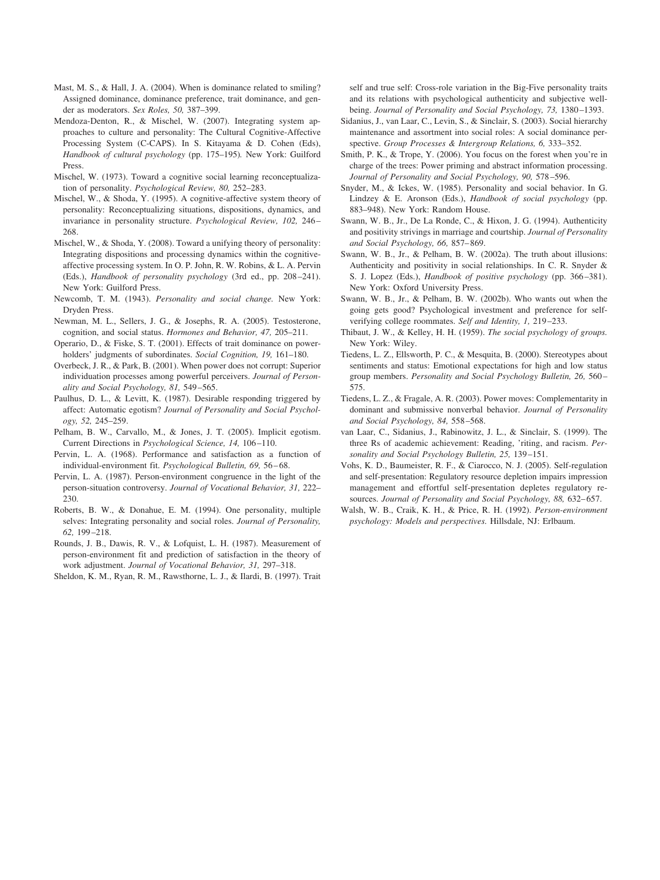Mast, M. S., & Hall, J. A. (2004). When is dominance related to smiling? Assigned dominance, dominance preference, trait dominance, and gender as moderators. *Sex Roles, 50,* 387–399.

Mendoza-Denton, R., & Mischel, W. (2007). Integrating system approaches to culture and personality: The Cultural Cognitive-Affective Processing System (C-CAPS). In S. Kitayama & D. Cohen (Eds), *Handbook of cultural psychology* (pp. 175–195). New York: Guilford Press.

Mischel, W. (1973). Toward a cognitive social learning reconceptualization of personality. *Psychological Review, 80,* 252–283.

Mischel, W., & Shoda, Y. (1995). A cognitive-affective system theory of personality: Reconceptualizing situations, dispositions, dynamics, and invariance in personality structure. *Psychological Review, 102,* 246–268.

Mischel, W., & Shoda, Y. (2008). Toward a unifying theory of personality: Integrating dispositions and processing dynamics within the cognitive-affective processing system. In O. P. John, R. W. Robins, & L. A. Pervin (Eds.), *Handbook of personality psychology* (3rd ed., pp. 208–241). New York: Guilford Press.

Newcomb, T. M. (1943). *Personality and social change.* New York: Dryden Press.

Newman, M. L., Sellers, J. G., & Josephs, R. A. (2005). Testosterone, cognition, and social status. *Hormones and Behavior, 47,* 205–211.

Operario, D., & Fiske, S. T. (2001). Effects of trait dominance on powerholders' judgments of subordinates. *Social Cognition, 19,* 161–180.

Overbeck, J. R., & Park, B. (2001). When power does not corrupt: Superior individuation processes among powerful perceivers. *Journal of Personality and Social Psychology, 81,* 549–565.

Paulhus, D. L., & Levitt, K. (1987). Desirable responding triggered by affect: Automatic egotism? *Journal of Personality and Social Psychology, 52,* 245–259.

Pelham, B. W., Carvallo, M., & Jones, J. T. (2005). Implicit egotism. Current Directions in *Psychological Science, 14,* 106–110.

Pervin, L. A. (1968). Performance and satisfaction as a function of individual-environment fit. *Psychological Bulletin, 69,* 56–68.

Pervin, L. A. (1987). Person-environment congruence in the light of the person-situation controversy. *Journal of Vocational Behavior, 31,* 222–230.

Roberts, B. W., & Donahue, E. M. (1994). One personality, multiple selves: Integrating personality and social roles. *Journal of Personality, 62,* 199–218.

Rounds, J. B., Dawis, R. V., & Lofquist, L. H. (1987). Measurement of person-environment fit and prediction of satisfaction in the theory of work adjustment. *Journal of Vocational Behavior, 31,* 297–318.

Sheldon, K. M., Ryan, R. M., Rawsthorne, L. J., & Ilardi, B. (1997). Trait self and true self: Cross-role variation in the Big-Five personality traits and its relations with psychological authenticity and subjective well-being. *Journal of Personality and Social Psychology, 73,* 1380–1393.

Sidanius, J., van Laar, C., Levin, S., & Sinclair, S. (2003). Social hierarchy maintenance and assortment into social roles: A social dominance perspective. *Group Processes & Intergroup Relations, 6,* 333–352.

Smith, P. K., & Trope, Y. (2006). You focus on the forest when you're in charge of the trees: Power priming and abstract information processing. *Journal of Personality and Social Psychology, 90,* 578–596.

Snyder, M., & Ickes, W. (1985). Personality and social behavior. In G. Lindzey & E. Aronson (Eds.), *Handbook of social psychology* (pp. 883–948). New York: Random House.

Swann, W. B., Jr., De La Ronde, C., & Hixon, J. G. (1994). Authenticity and positivity strivings in marriage and courtship. *Journal of Personality and Social Psychology, 66,* 857–869.

Swann, W. B., Jr., & Pelham, B. W. (2002a). The truth about illusions: Authenticity and positivity in social relationships. In C. R. Snyder & S. J. Lopez (Eds.), *Handbook of positive psychology* (pp. 366–381). New York: Oxford University Press.

Swann, W. B., Jr., & Pelham, B. W. (2002b). Who wants out when the going gets good? Psychological investment and preference for self-verifying college roommates. *Self and Identity, 1,* 219–233.

Thibaut, J. W., & Kelley, H. H. (1959). *The social psychology of groups.* New York: Wiley.

Tiedens, L. Z., Ellsworth, P. C., & Mesquita, B. (2000). Stereotypes about sentiments and status: Emotional expectations for high and low status group members. *Personality and Social Psychology Bulletin, 26,* 560–575.

Tiedens, L. Z., & Fragale, A. R. (2003). Power moves: Complementarity in dominant and submissive nonverbal behavior. *Journal of Personality and Social Psychology, 84,* 558–568.

van Laar, C., Sidanius, J., Rabinowitz, J. L., & Sinclair, S. (1999). The three Rs of academic achievement: Reading, 'riting, and racism. *Personality and Social Psychology Bulletin, 25,* 139–151.

Vohs, K. D., Baumeister, R. F., & Ciarocco, N. J. (2005). Self-regulation and self-presentation: Regulatory resource depletion impairs impression management and effortful self-presentation depletes regulatory resources. *Journal of Personality and Social Psychology, 88,* 632–657.

Walsh, W. B., Craik, K. H., & Price, R. H. (1992). *Person-environment psychology: Models and perspectives.* Hillsdale, NJ: Erlbaum.